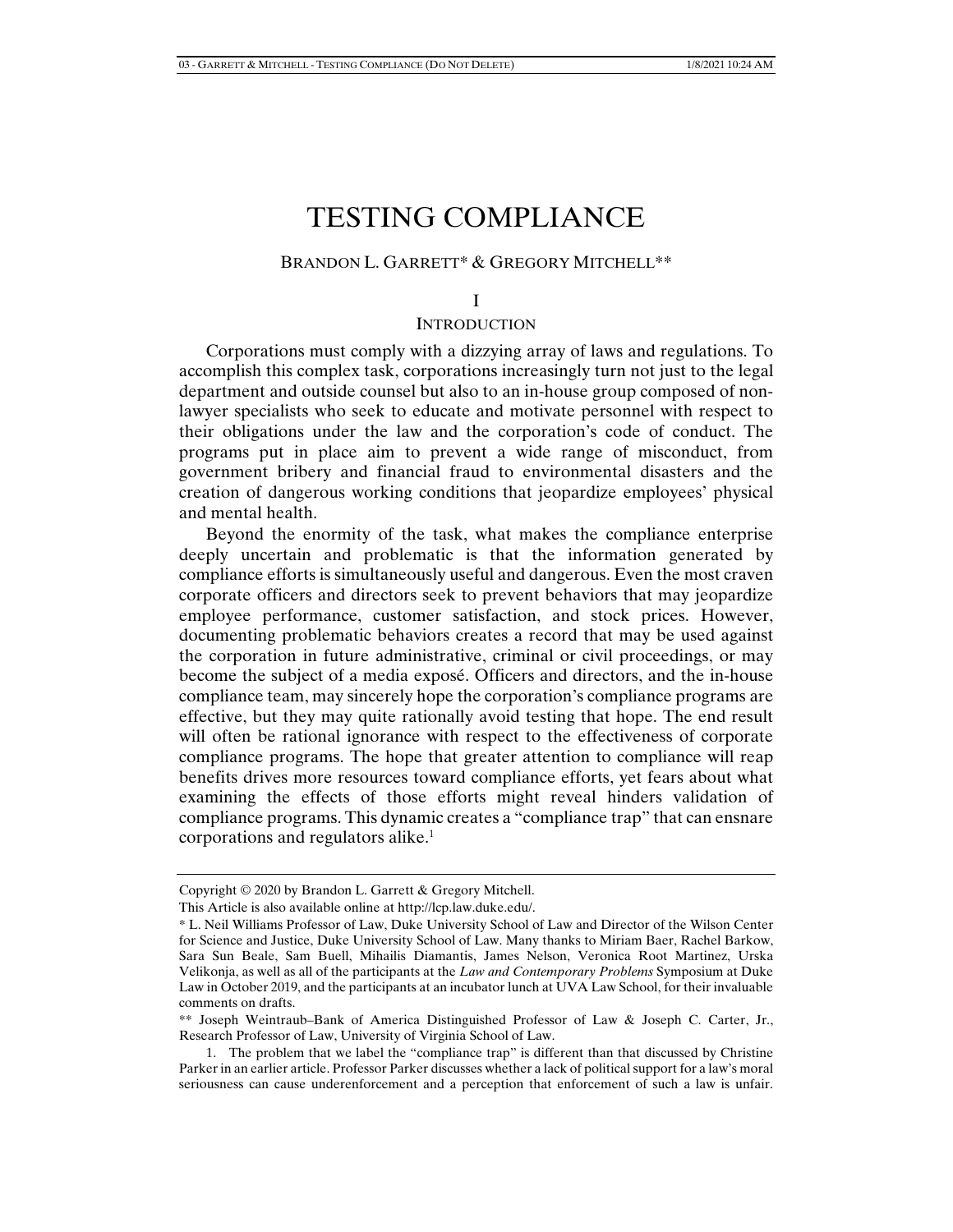# TESTING COMPLIANCE

BRANDON L. GARRETT* & GREGORY MITCHELL**

## I

## INTRODUCTION

Corporations must comply with a dizzying array of laws and regulations. To accomplish this complex task, corporations increasingly turn not just to the legal department and outside counsel but also to an in-house group composed of non-lawyer specialists who seek to educate and motivate personnel with respect to their obligations under the law and the corporation's code of conduct. The programs put in place aim to prevent a wide range of misconduct, from government bribery and financial fraud to environmental disasters and the creation of dangerous working conditions that jeopardize employees' physical and mental health.

Beyond the enormity of the task, what makes the compliance enterprise deeply uncertain and problematic is that the information generated by compliance efforts is simultaneously useful and dangerous. Even the most craven corporate officers and directors seek to prevent behaviors that may jeopardize employee performance, customer satisfaction, and stock prices. However, documenting problematic behaviors creates a record that may be used against the corporation in future administrative, criminal or civil proceedings, or may become the subject of a media exposé. Officers and directors, and the in-house compliance team, may sincerely hope the corporation's compliance programs are effective, but they may quite rationally avoid testing that hope. The end result will often be rational ignorance with respect to the effectiveness of corporate compliance programs. The hope that greater attention to compliance will reap benefits drives more resources toward compliance efforts, yet fears about what examining the effects of those efforts might reveal hinders validation of compliance programs. This dynamic creates a "compliance trap" that can ensnare corporations and regulators alike.[1]

---

Copyright © 2020 by Brandon L. Garrett & Gregory Mitchell.

This Article is also available online at http://lcp.law.duke.edu/.

\* L. Neil Williams Professor of Law, Duke University School of Law and Director of the Wilson Center for Science and Justice, Duke University School of Law. Many thanks to Miriam Baer, Rachel Barkow, Sara Sun Beale, Sam Buell, Mihailis Diamantis, James Nelson, Veronica Root Martinez, Urska Velikonja, as well as all of the participants at the *Law and Contemporary Problems* Symposium at Duke Law in October 2019, and the participants at an incubator lunch at UVA Law School, for their invaluable comments on drafts.

\*\* Joseph Weintraub–Bank of America Distinguished Professor of Law & Joseph C. Carter, Jr., Research Professor of Law, University of Virginia School of Law.

1. The problem that we label the "compliance trap" is different than that discussed by Christine Parker in an earlier article. Professor Parker discusses whether a lack of political support for a law's moral seriousness can cause underenforcement and a perception that enforcement of such a law is unfair.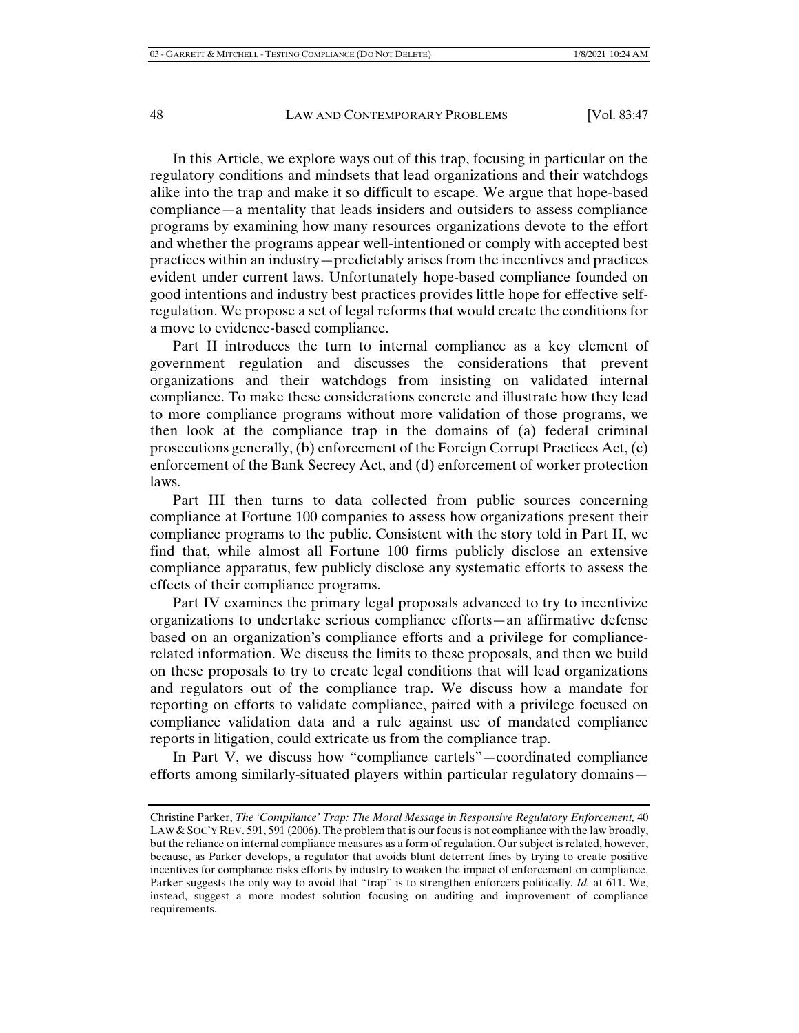In this Article, we explore ways out of this trap, focusing in particular on the regulatory conditions and mindsets that lead organizations and their watchdogs alike into the trap and make it so difficult to escape. We argue that hope-based compliance—a mentality that leads insiders and outsiders to assess compliance programs by examining how many resources organizations devote to the effort and whether the programs appear well-intentioned or comply with accepted best practices within an industry—predictably arises from the incentives and practices evident under current laws. Unfortunately hope-based compliance founded on good intentions and industry best practices provides little hope for effective self-regulation. We propose a set of legal reforms that would create the conditions for a move to evidence-based compliance.

Part II introduces the turn to internal compliance as a key element of government regulation and discusses the considerations that prevent organizations and their watchdogs from insisting on validated internal compliance. To make these considerations concrete and illustrate how they lead to more compliance programs without more validation of those programs, we then look at the compliance trap in the domains of (a) federal criminal prosecutions generally, (b) enforcement of the Foreign Corrupt Practices Act, (c) enforcement of the Bank Secrecy Act, and (d) enforcement of worker protection laws.

Part III then turns to data collected from public sources concerning compliance at Fortune 100 companies to assess how organizations present their compliance programs to the public. Consistent with the story told in Part II, we find that, while almost all Fortune 100 firms publicly disclose an extensive compliance apparatus, few publicly disclose any systematic efforts to assess the effects of their compliance programs.

Part IV examines the primary legal proposals advanced to try to incentivize organizations to undertake serious compliance efforts—an affirmative defense based on an organization's compliance efforts and a privilege for compliance-related information. We discuss the limits to these proposals, and then we build on these proposals to try to create legal conditions that will lead organizations and regulators out of the compliance trap. We discuss how a mandate for reporting on efforts to validate compliance, paired with a privilege focused on compliance validation data and a rule against use of mandated compliance reports in litigation, could extricate us from the compliance trap.

In Part V, we discuss how "compliance cartels"—coordinated compliance efforts among similarly-situated players within particular regulatory domains—

---

Christine Parker, *The 'Compliance' Trap: The Moral Message in Responsive Regulatory Enforcement,* 40 LAW & SOC'Y REV. 591, 591 (2006). The problem that is our focus is not compliance with the law broadly, but the reliance on internal compliance measures as a form of regulation. Our subject is related, however, because, as Parker develops, a regulator that avoids blunt deterrent fines by trying to create positive incentives for compliance risks efforts by industry to weaken the impact of enforcement on compliance. Parker suggests the only way to avoid that "trap" is to strengthen enforcers politically. *Id.* at 611. We, instead, suggest a more modest solution focusing on auditing and improvement of compliance requirements.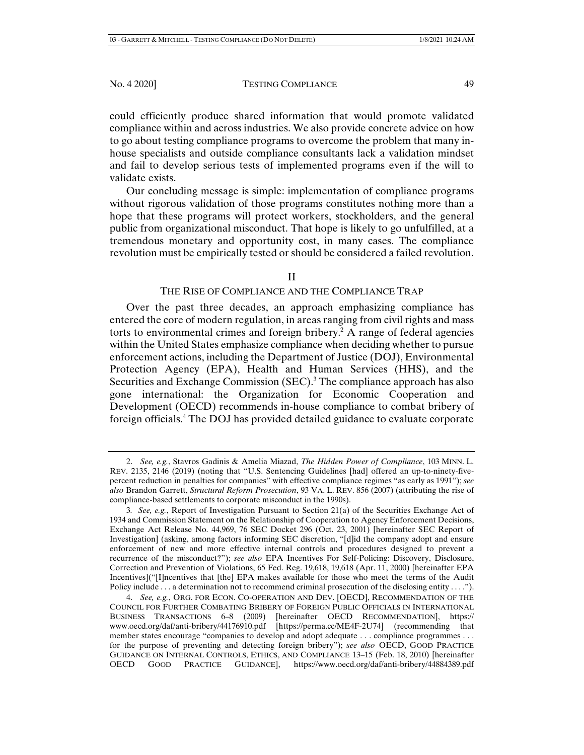could efficiently produce shared information that would promote validated compliance within and across industries. We also provide concrete advice on how to go about testing compliance programs to overcome the problem that many in-house specialists and outside compliance consultants lack a validation mindset and fail to develop serious tests of implemented programs even if the will to validate exists.

Our concluding message is simple: implementation of compliance programs without rigorous validation of those programs constitutes nothing more than a hope that these programs will protect workers, stockholders, and the general public from organizational misconduct. That hope is likely to go unfulfilled, at a tremendous monetary and opportunity cost, in many cases. The compliance revolution must be empirically tested or should be considered a failed revolution.

## II

## THE RISE OF COMPLIANCE AND THE COMPLIANCE TRAP

Over the past three decades, an approach emphasizing compliance has entered the core of modern regulation, in areas ranging from civil rights and mass torts to environmental crimes and foreign bribery.[2] A range of federal agencies within the United States emphasize compliance when deciding whether to pursue enforcement actions, including the Department of Justice (DOJ), Environmental Protection Agency (EPA), Health and Human Services (HHS), and the Securities and Exchange Commission (SEC).[3] The compliance approach has also gone international: the Organization for Economic Cooperation and Development (OECD) recommends in-house compliance to combat bribery of foreign officials.[4] The DOJ has provided detailed guidance to evaluate corporate

---

2. *See, e.g.*, Stavros Gadinis & Amelia Miazad, *The Hidden Power of Compliance*, 103 MINN. L. REV. 2135, 2146 (2019) (noting that "U.S. Sentencing Guidelines [had] offered an up-to-ninety-five-percent reduction in penalties for companies" with effective compliance regimes "as early as 1991"); *see also* Brandon Garrett, *Structural Reform Prosecution*, 93 VA. L. REV. 856 (2007) (attributing the rise of compliance-based settlements to corporate misconduct in the 1990s).

3. *See, e.g.*, Report of Investigation Pursuant to Section 21(a) of the Securities Exchange Act of 1934 and Commission Statement on the Relationship of Cooperation to Agency Enforcement Decisions, Exchange Act Release No. 44,969, 76 SEC Docket 296 (Oct. 23, 2001) [hereinafter SEC Report of Investigation] (asking, among factors informing SEC discretion, "[d]id the company adopt and ensure enforcement of new and more effective internal controls and procedures designed to prevent a recurrence of the misconduct?"); *see also* EPA Incentives For Self-Policing: Discovery, Disclosure, Correction and Prevention of Violations, 65 Fed. Reg. 19,618, 19,618 (Apr. 11, 2000) [hereinafter EPA Incentives]("[I]ncentives that [the] EPA makes available for those who meet the terms of the Audit Policy include . . . a determination not to recommend criminal prosecution of the disclosing entity . . . .").

4. *See, e.g.*, ORG. FOR ECON. CO-OPERATION AND DEV. [OECD], RECOMMENDATION OF THE COUNCIL FOR FURTHER COMBATING BRIBERY OF FOREIGN PUBLIC OFFICIALS IN INTERNATIONAL BUSINESS TRANSACTIONS 6–8 (2009) [hereinafter OECD RECOMMENDATION], https://www.oecd.org/daf/anti-bribery/44176910.pdf [https://perma.cc/ME4F-2U74] (recommending that member states encourage "companies to develop and adopt adequate . . . compliance programmes . . . for the purpose of preventing and detecting foreign bribery"); *see also* OECD, GOOD PRACTICE GUIDANCE ON INTERNAL CONTROLS, ETHICS, AND COMPLIANCE 13–15 (Feb. 18, 2010) [hereinafter OECD GOOD PRACTICE GUIDANCE], https://www.oecd.org/daf/anti-bribery/44884389.pdf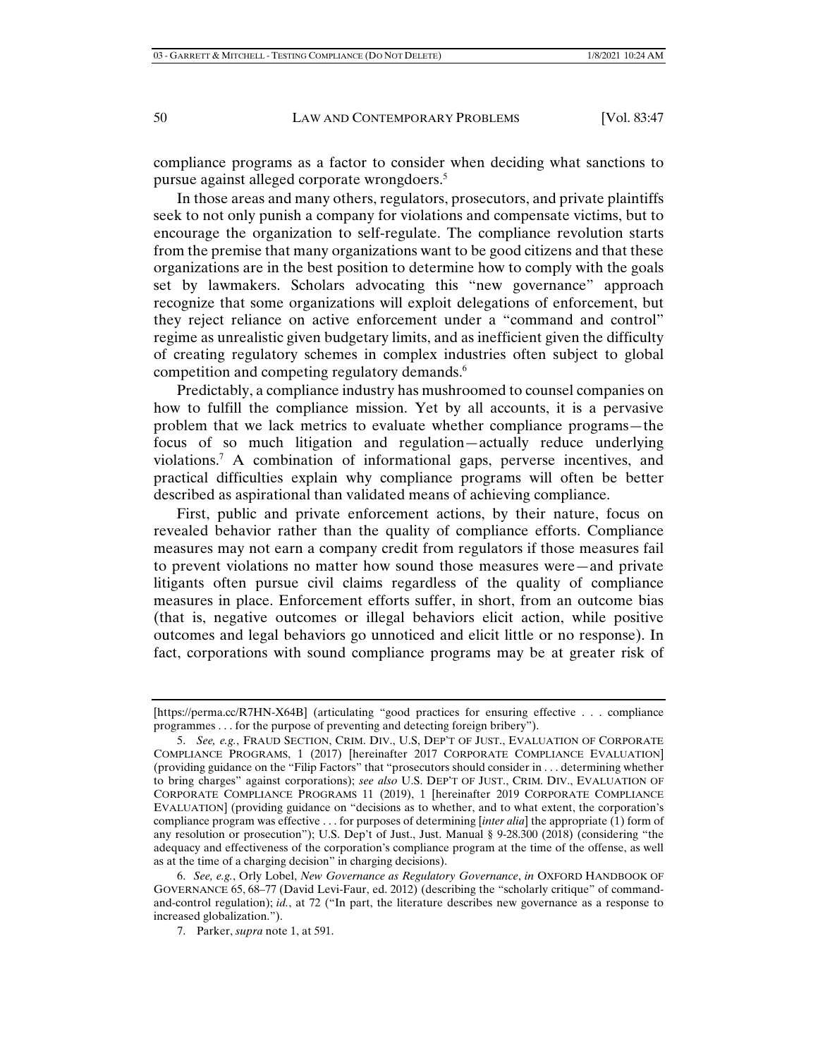compliance programs as a factor to consider when deciding what sanctions to pursue against alleged corporate wrongdoers.[5]

In those areas and many others, regulators, prosecutors, and private plaintiffs seek to not only punish a company for violations and compensate victims, but to encourage the organization to self-regulate. The compliance revolution starts from the premise that many organizations want to be good citizens and that these organizations are in the best position to determine how to comply with the goals set by lawmakers. Scholars advocating this "new governance" approach recognize that some organizations will exploit delegations of enforcement, but they reject reliance on active enforcement under a "command and control" regime as unrealistic given budgetary limits, and as inefficient given the difficulty of creating regulatory schemes in complex industries often subject to global competition and competing regulatory demands.[6]

Predictably, a compliance industry has mushroomed to counsel companies on how to fulfill the compliance mission. Yet by all accounts, it is a pervasive problem that we lack metrics to evaluate whether compliance programs—the focus of so much litigation and regulation—actually reduce underlying violations.[7] A combination of informational gaps, perverse incentives, and practical difficulties explain why compliance programs will often be better described as aspirational than validated means of achieving compliance.

First, public and private enforcement actions, by their nature, focus on revealed behavior rather than the quality of compliance efforts. Compliance measures may not earn a company credit from regulators if those measures fail to prevent violations no matter how sound those measures were—and private litigants often pursue civil claims regardless of the quality of compliance measures in place. Enforcement efforts suffer, in short, from an outcome bias (that is, negative outcomes or illegal behaviors elicit action, while positive outcomes and legal behaviors go unnoticed and elicit little or no response). In fact, corporations with sound compliance programs may be at greater risk of

---

[https://perma.cc/R7HN-X64B] (articulating "good practices for ensuring effective . . . compliance programmes . . . for the purpose of preventing and detecting foreign bribery").

5. *See, e.g.*, FRAUD SECTION, CRIM. DIV., U.S, DEP'T OF JUST., EVALUATION OF CORPORATE COMPLIANCE PROGRAMS, 1 (2017) [hereinafter 2017 CORPORATE COMPLIANCE EVALUATION] (providing guidance on the "Filip Factors" that "prosecutors should consider in . . . determining whether to bring charges" against corporations); *see also* U.S. DEP'T OF JUST., CRIM. DIV., EVALUATION OF CORPORATE COMPLIANCE PROGRAMS 11 (2019), 1 [hereinafter 2019 CORPORATE COMPLIANCE EVALUATION] (providing guidance on "decisions as to whether, and to what extent, the corporation's compliance program was effective . . . for purposes of determining [*inter alia*] the appropriate (1) form of any resolution or prosecution"); U.S. Dep't of Just., Just. Manual § 9-28.300 (2018) (considering "the adequacy and effectiveness of the corporation's compliance program at the time of the offense, as well as at the time of a charging decision" in charging decisions).

6. *See, e.g.*, Orly Lobel, *New Governance as Regulatory Governance*, *in* OXFORD HANDBOOK OF GOVERNANCE 65, 68–77 (David Levi-Faur, ed. 2012) (describing the "scholarly critique" of command-and-control regulation); *id.*, at 72 ("In part, the literature describes new governance as a response to increased globalization.").

7. Parker, *supra* note 1, at 591.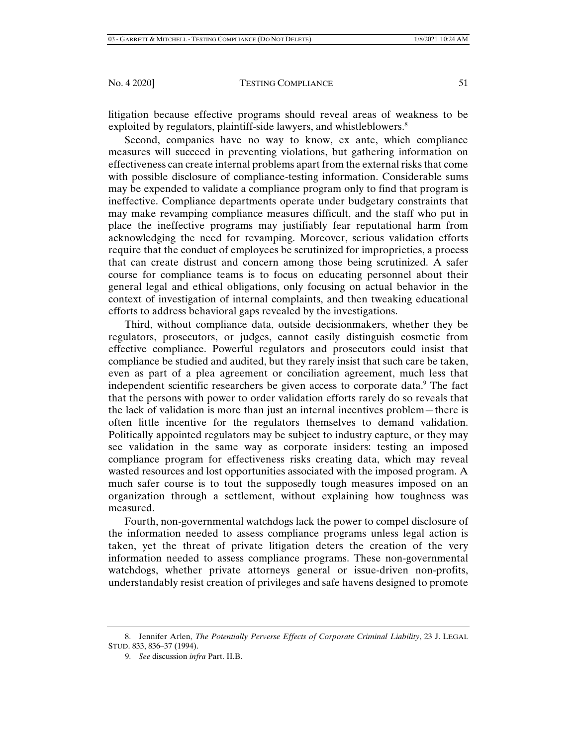litigation because effective programs should reveal areas of weakness to be exploited by regulators, plaintiff-side lawyers, and whistleblowers.[8]

Second, companies have no way to know, ex ante, which compliance measures will succeed in preventing violations, but gathering information on effectiveness can create internal problems apart from the external risks that come with possible disclosure of compliance-testing information. Considerable sums may be expended to validate a compliance program only to find that program is ineffective. Compliance departments operate under budgetary constraints that may make revamping compliance measures difficult, and the staff who put in place the ineffective programs may justifiably fear reputational harm from acknowledging the need for revamping. Moreover, serious validation efforts require that the conduct of employees be scrutinized for improprieties, a process that can create distrust and concern among those being scrutinized. A safer course for compliance teams is to focus on educating personnel about their general legal and ethical obligations, only focusing on actual behavior in the context of investigation of internal complaints, and then tweaking educational efforts to address behavioral gaps revealed by the investigations.

Third, without compliance data, outside decisionmakers, whether they be regulators, prosecutors, or judges, cannot easily distinguish cosmetic from effective compliance. Powerful regulators and prosecutors could insist that compliance be studied and audited, but they rarely insist that such care be taken, even as part of a plea agreement or conciliation agreement, much less that independent scientific researchers be given access to corporate data.[9] The fact that the persons with power to order validation efforts rarely do so reveals that the lack of validation is more than just an internal incentives problem—there is often little incentive for the regulators themselves to demand validation. Politically appointed regulators may be subject to industry capture, or they may see validation in the same way as corporate insiders: testing an imposed compliance program for effectiveness risks creating data, which may reveal wasted resources and lost opportunities associated with the imposed program. A much safer course is to tout the supposedly tough measures imposed on an organization through a settlement, without explaining how toughness was measured.

Fourth, non-governmental watchdogs lack the power to compel disclosure of the information needed to assess compliance programs unless legal action is taken, yet the threat of private litigation deters the creation of the very information needed to assess compliance programs. These non-governmental watchdogs, whether private attorneys general or issue-driven non-profits, understandably resist creation of privileges and safe havens designed to promote

---

8. Jennifer Arlen, *The Potentially Perverse Effects of Corporate Criminal Liability*, 23 J. LEGAL STUD. 833, 836–37 (1994).

9. *See* discussion *infra* Part. II.B.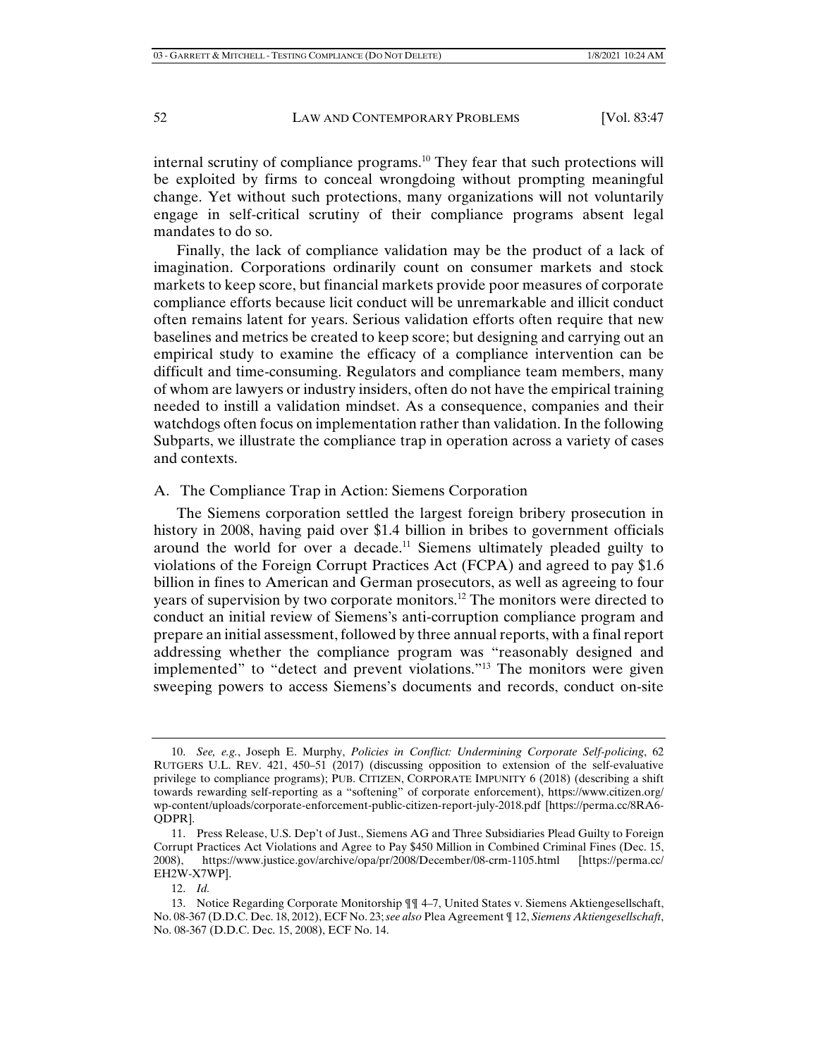internal scrutiny of compliance programs.[10] They fear that such protections will be exploited by firms to conceal wrongdoing without prompting meaningful change. Yet without such protections, many organizations will not voluntarily engage in self-critical scrutiny of their compliance programs absent legal mandates to do so.

Finally, the lack of compliance validation may be the product of a lack of imagination. Corporations ordinarily count on consumer markets and stock markets to keep score, but financial markets provide poor measures of corporate compliance efforts because licit conduct will be unremarkable and illicit conduct often remains latent for years. Serious validation efforts often require that new baselines and metrics be created to keep score; but designing and carrying out an empirical study to examine the efficacy of a compliance intervention can be difficult and time-consuming. Regulators and compliance team members, many of whom are lawyers or industry insiders, often do not have the empirical training needed to instill a validation mindset. As a consequence, companies and their watchdogs often focus on implementation rather than validation. In the following Subparts, we illustrate the compliance trap in operation across a variety of cases and contexts.

### A. The Compliance Trap in Action: Siemens Corporation

The Siemens corporation settled the largest foreign bribery prosecution in history in 2008, having paid over $1.4 billion in bribes to government officials around the world for over a decade.[11] Siemens ultimately pleaded guilty to violations of the Foreign Corrupt Practices Act (FCPA) and agreed to pay $1.6 billion in fines to American and German prosecutors, as well as agreeing to four years of supervision by two corporate monitors.[12] The monitors were directed to conduct an initial review of Siemens's anti-corruption compliance program and prepare an initial assessment, followed by three annual reports, with a final report addressing whether the compliance program was "reasonably designed and implemented" to "detect and prevent violations."[13] The monitors were given sweeping powers to access Siemens's documents and records, conduct on-site

---

10. *See, e.g.*, Joseph E. Murphy, *Policies in Conflict: Undermining Corporate Self-policing*, 62 RUTGERS U.L. REV. 421, 450–51 (2017) (discussing opposition to extension of the self-evaluative privilege to compliance programs); PUB. CITIZEN, CORPORATE IMPUNITY 6 (2018) (describing a shift towards rewarding self-reporting as a "softening" of corporate enforcement), https://www.citizen.org/wp-content/uploads/corporate-enforcement-public-citizen-report-july-2018.pdf [https://perma.cc/8RA6-QDPR].

11. Press Release, U.S. Dep't of Just., Siemens AG and Three Subsidiaries Plead Guilty to Foreign Corrupt Practices Act Violations and Agree to Pay $450 Million in Combined Criminal Fines (Dec. 15, 2008), https://www.justice.gov/archive/opa/pr/2008/December/08-crm-1105.html [https://perma.cc/EH2W-X7WP].

12. *Id.*

13. Notice Regarding Corporate Monitorship ¶¶ 4–7, United States v. Siemens Aktiengesellschaft, No. 08-367 (D.D.C. Dec. 18, 2012), ECF No. 23; *see also* Plea Agreement ¶ 12, *Siemens Aktiengesellschaft*, No. 08-367 (D.D.C. Dec. 15, 2008), ECF No. 14.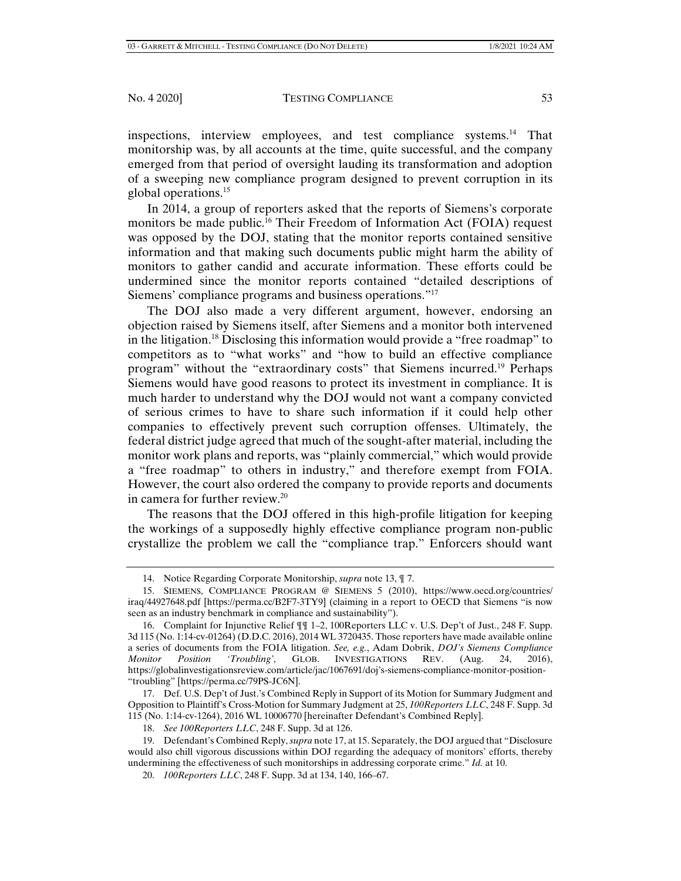inspections, interview employees, and test compliance systems.[14] That monitorship was, by all accounts at the time, quite successful, and the company emerged from that period of oversight lauding its transformation and adoption of a sweeping new compliance program designed to prevent corruption in its global operations.[15]

In 2014, a group of reporters asked that the reports of Siemens's corporate monitors be made public.[16] Their Freedom of Information Act (FOIA) request was opposed by the DOJ, stating that the monitor reports contained sensitive information and that making such documents public might harm the ability of monitors to gather candid and accurate information. These efforts could be undermined since the monitor reports contained "detailed descriptions of Siemens' compliance programs and business operations."[17]

The DOJ also made a very different argument, however, endorsing an objection raised by Siemens itself, after Siemens and a monitor both intervened in the litigation.[18] Disclosing this information would provide a "free roadmap" to competitors as to "what works" and "how to build an effective compliance program" without the "extraordinary costs" that Siemens incurred.[19] Perhaps Siemens would have good reasons to protect its investment in compliance. It is much harder to understand why the DOJ would not want a company convicted of serious crimes to have to share such information if it could help other companies to effectively prevent such corruption offenses. Ultimately, the federal district judge agreed that much of the sought-after material, including the monitor work plans and reports, was "plainly commercial," which would provide a "free roadmap" to others in industry," and therefore exempt from FOIA. However, the court also ordered the company to provide reports and documents in camera for further review.[20]

The reasons that the DOJ offered in this high-profile litigation for keeping the workings of a supposedly highly effective compliance program non-public crystallize the problem we call the "compliance trap." Enforcers should want

---

14. Notice Regarding Corporate Monitorship, *supra* note 13, ¶ 7.

15. SIEMENS, COMPLIANCE PROGRAM @ SIEMENS 5 (2010), https://www.oecd.org/countries/iraq/44927648.pdf [https://perma.cc/B2F7-3TY9] (claiming in a report to OECD that Siemens "is now seen as an industry benchmark in compliance and sustainability").

16. Complaint for Injunctive Relief ¶¶ 1–2, 100Reporters LLC v. U.S. Dep't of Just., 248 F. Supp. 3d 115 (No. 1:14-cv-01264) (D.D.C. 2016), 2014 WL 3720435. Those reporters have made available online a series of documents from the FOIA litigation. *See, e.g.*, Adam Dobrik, *DOJ's Siemens Compliance Monitor Position 'Troubling'*, GLOB. INVESTIGATIONS REV. (Aug. 24, 2016), https://globalinvestigationsreview.com/article/jac/1067691/doj's-siemens-compliance-monitor-position-"troubling" [https://perma.cc/79PS-JC6N].

17. Def. U.S. Dep't of Just.'s Combined Reply in Support of its Motion for Summary Judgment and Opposition to Plaintiff's Cross-Motion for Summary Judgment at 25, *100Reporters LLC*, 248 F. Supp. 3d 115 (No. 1:14-cv-1264), 2016 WL 10006770 [hereinafter Defendant's Combined Reply].

18. *See 100Reporters LLC*, 248 F. Supp. 3d at 126.

19. Defendant's Combined Reply, *supra* note 17, at 15. Separately, the DOJ argued that "Disclosure would also chill vigorous discussions within DOJ regarding the adequacy of monitors' efforts, thereby undermining the effectiveness of such monitorships in addressing corporate crime." *Id.* at 10.

20. *100Reporters LLC*, 248 F. Supp. 3d at 134, 140, 166–67.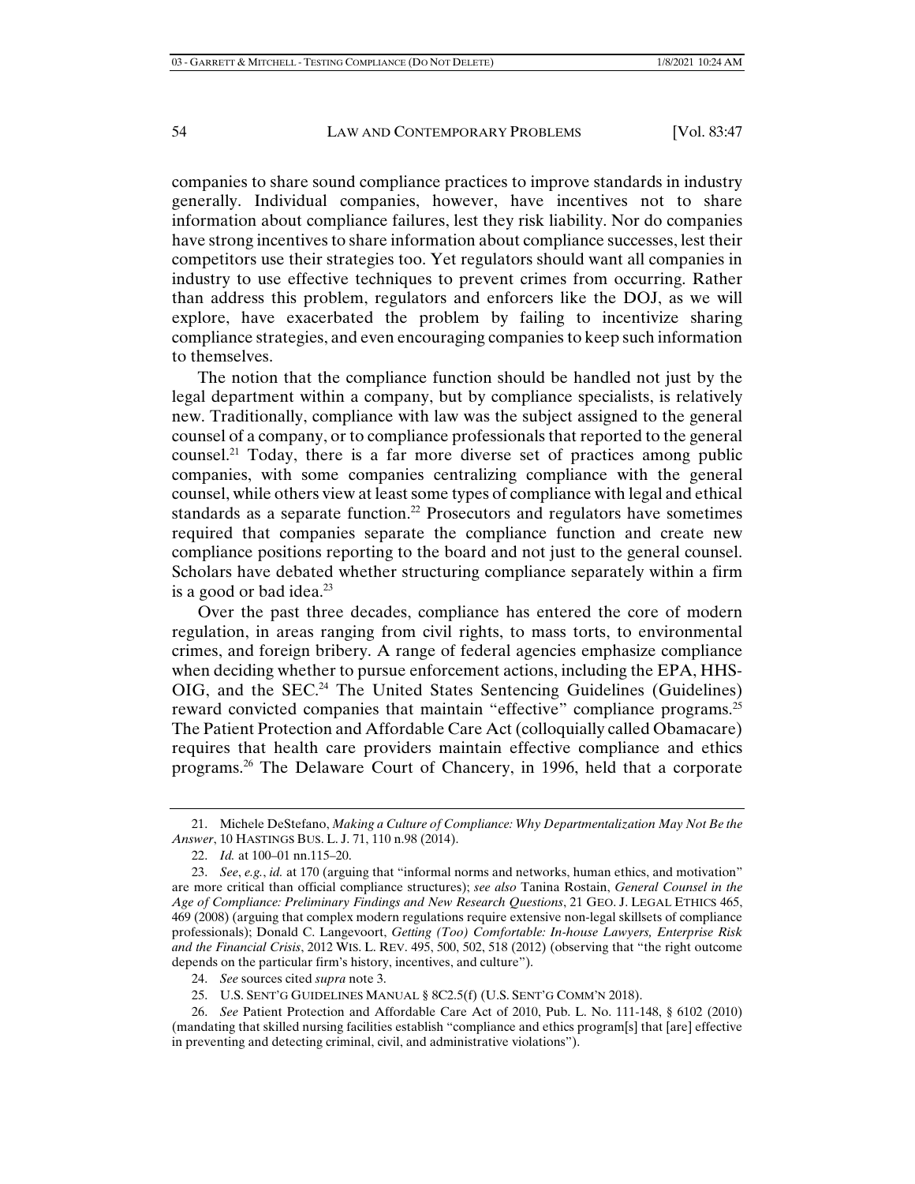companies to share sound compliance practices to improve standards in industry generally. Individual companies, however, have incentives not to share information about compliance failures, lest they risk liability. Nor do companies have strong incentives to share information about compliance successes, lest their competitors use their strategies too. Yet regulators should want all companies in industry to use effective techniques to prevent crimes from occurring. Rather than address this problem, regulators and enforcers like the DOJ, as we will explore, have exacerbated the problem by failing to incentivize sharing compliance strategies, and even encouraging companies to keep such information to themselves.

The notion that the compliance function should be handled not just by the legal department within a company, but by compliance specialists, is relatively new. Traditionally, compliance with law was the subject assigned to the general counsel of a company, or to compliance professionals that reported to the general counsel.[21] Today, there is a far more diverse set of practices among public companies, with some companies centralizing compliance with the general counsel, while others view at least some types of compliance with legal and ethical standards as a separate function.[22] Prosecutors and regulators have sometimes required that companies separate the compliance function and create new compliance positions reporting to the board and not just to the general counsel. Scholars have debated whether structuring compliance separately within a firm is a good or bad idea.[23]

Over the past three decades, compliance has entered the core of modern regulation, in areas ranging from civil rights, to mass torts, to environmental crimes, and foreign bribery. A range of federal agencies emphasize compliance when deciding whether to pursue enforcement actions, including the EPA, HHS-OIG, and the SEC.[24] The United States Sentencing Guidelines (Guidelines) reward convicted companies that maintain "effective" compliance programs.[25] The Patient Protection and Affordable Care Act (colloquially called Obamacare) requires that health care providers maintain effective compliance and ethics programs.[26] The Delaware Court of Chancery, in 1996, held that a corporate

---

21. Michele DeStefano, *Making a Culture of Compliance: Why Departmentalization May Not Be the Answer*, 10 HASTINGS BUS. L. J. 71, 110 n.98 (2014).

22. *Id.* at 100–01 nn.115–20.

23. *See*, *e.g.*, *id.* at 170 (arguing that "informal norms and networks, human ethics, and motivation" are more critical than official compliance structures); *see also* Tanina Rostain, *General Counsel in the Age of Compliance: Preliminary Findings and New Research Questions*, 21 GEO. J. LEGAL ETHICS 465, 469 (2008) (arguing that complex modern regulations require extensive non-legal skillsets of compliance professionals); Donald C. Langevoort, *Getting (Too) Comfortable: In-house Lawyers, Enterprise Risk and the Financial Crisis*, 2012 WIS. L. REV. 495, 500, 502, 518 (2012) (observing that "the right outcome depends on the particular firm's history, incentives, and culture").

24. *See* sources cited *supra* note 3.

25. U.S. SENT'G GUIDELINES MANUAL § 8C2.5(f) (U.S. SENT'G COMM'N 2018).

26. *See* Patient Protection and Affordable Care Act of 2010, Pub. L. No. 111-148, § 6102 (2010) (mandating that skilled nursing facilities establish "compliance and ethics program[s] that [are] effective in preventing and detecting criminal, civil, and administrative violations").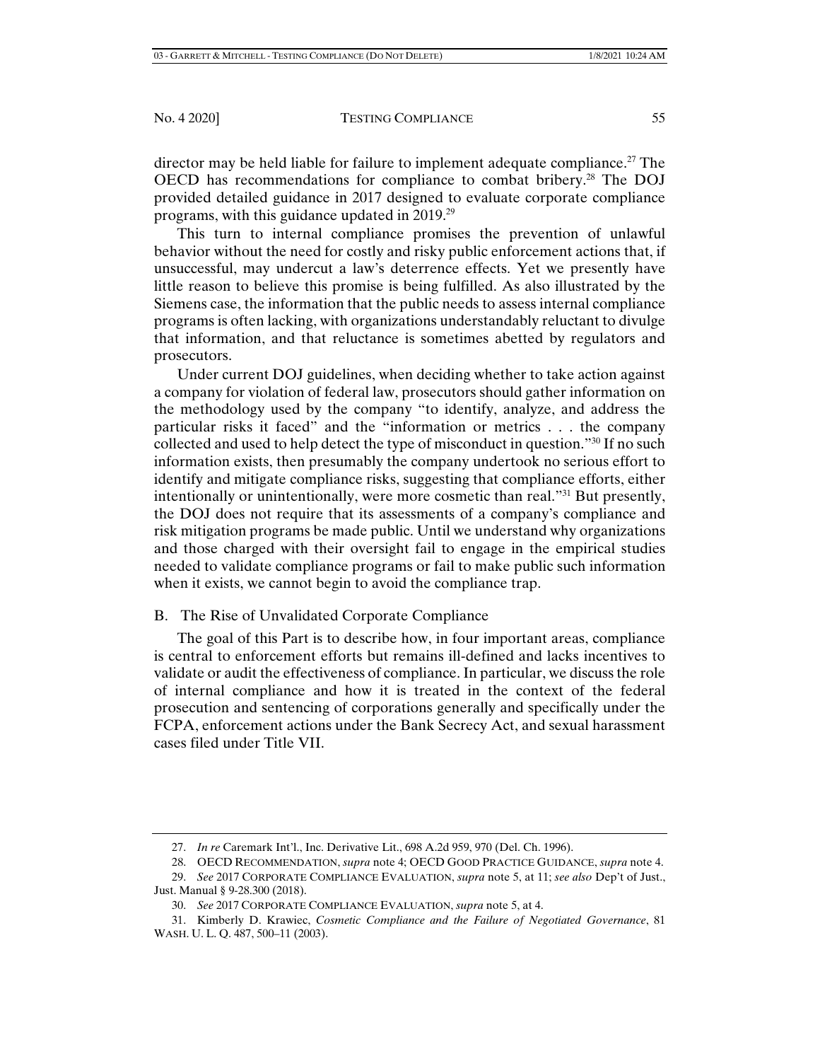director may be held liable for failure to implement adequate compliance.[27] The OECD has recommendations for compliance to combat bribery.[28] The DOJ provided detailed guidance in 2017 designed to evaluate corporate compliance programs, with this guidance updated in 2019.[29]

This turn to internal compliance promises the prevention of unlawful behavior without the need for costly and risky public enforcement actions that, if unsuccessful, may undercut a law's deterrence effects. Yet we presently have little reason to believe this promise is being fulfilled. As also illustrated by the Siemens case, the information that the public needs to assess internal compliance programs is often lacking, with organizations understandably reluctant to divulge that information, and that reluctance is sometimes abetted by regulators and prosecutors.

Under current DOJ guidelines, when deciding whether to take action against a company for violation of federal law, prosecutors should gather information on the methodology used by the company "to identify, analyze, and address the particular risks it faced" and the "information or metrics . . . the company collected and used to help detect the type of misconduct in question."[30] If no such information exists, then presumably the company undertook no serious effort to identify and mitigate compliance risks, suggesting that compliance efforts, either intentionally or unintentionally, were more cosmetic than real."[31] But presently, the DOJ does not require that its assessments of a company's compliance and risk mitigation programs be made public. Until we understand why organizations and those charged with their oversight fail to engage in the empirical studies needed to validate compliance programs or fail to make public such information when it exists, we cannot begin to avoid the compliance trap.

### B. The Rise of Unvalidated Corporate Compliance

The goal of this Part is to describe how, in four important areas, compliance is central to enforcement efforts but remains ill-defined and lacks incentives to validate or audit the effectiveness of compliance. In particular, we discuss the role of internal compliance and how it is treated in the context of the federal prosecution and sentencing of corporations generally and specifically under the FCPA, enforcement actions under the Bank Secrecy Act, and sexual harassment cases filed under Title VII.

---

27. *In re* Caremark Int'l., Inc. Derivative Lit., 698 A.2d 959, 970 (Del. Ch. 1996).

28. OECD RECOMMENDATION, *supra* note 4; OECD GOOD PRACTICE GUIDANCE, *supra* note 4.

29. *See* 2017 CORPORATE COMPLIANCE EVALUATION, *supra* note 5, at 11; *see also* Dep't of Just., Just. Manual § 9-28.300 (2018).

30. *See* 2017 CORPORATE COMPLIANCE EVALUATION, *supra* note 5, at 4.

31. Kimberly D. Krawiec, *Cosmetic Compliance and the Failure of Negotiated Governance*, 81 WASH. U. L. Q. 487, 500–11 (2003).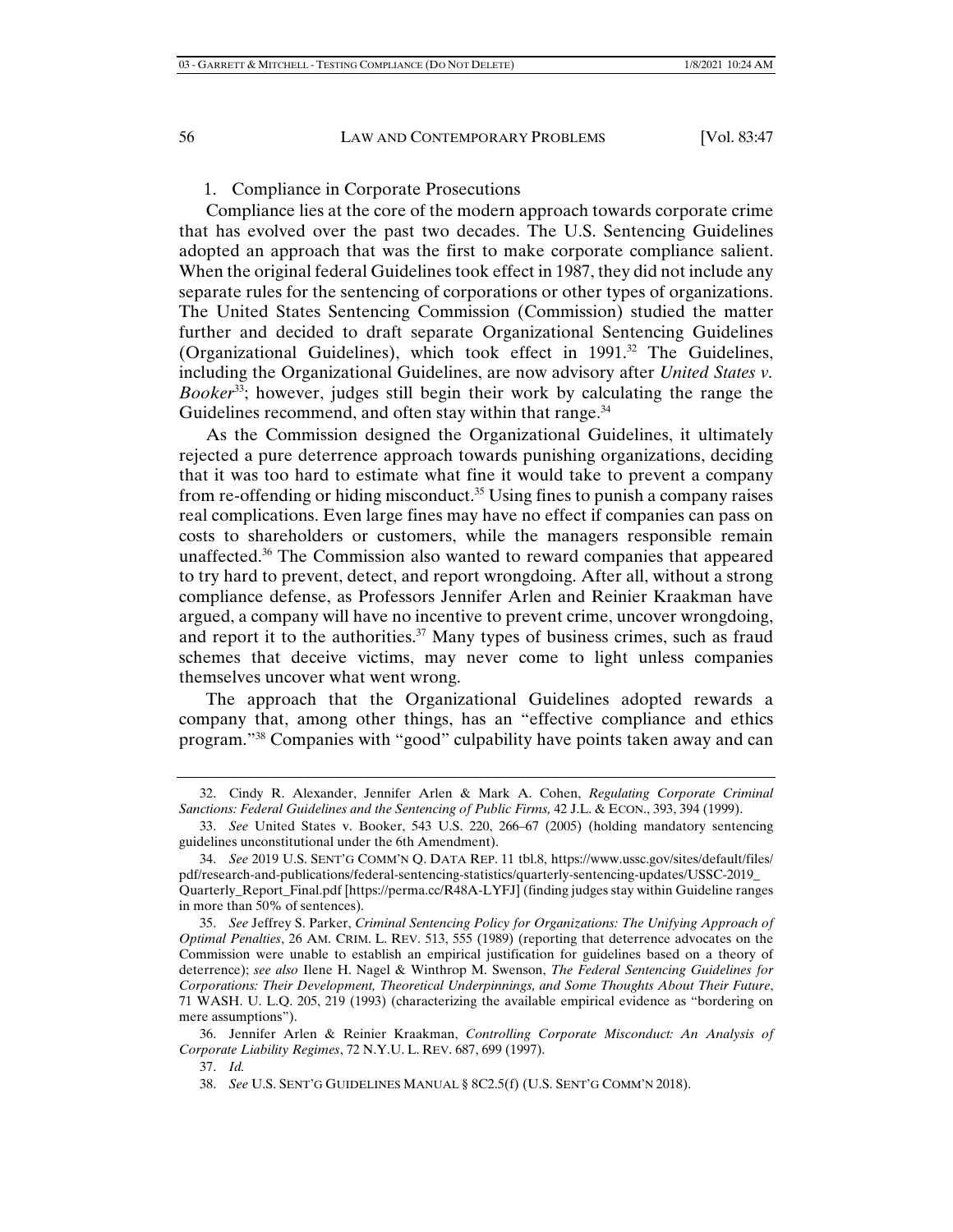### 1. Compliance in Corporate Prosecutions

Compliance lies at the core of the modern approach towards corporate crime that has evolved over the past two decades. The U.S. Sentencing Guidelines adopted an approach that was the first to make corporate compliance salient. When the original federal Guidelines took effect in 1987, they did not include any separate rules for the sentencing of corporations or other types of organizations. The United States Sentencing Commission (Commission) studied the matter further and decided to draft separate Organizational Sentencing Guidelines (Organizational Guidelines), which took effect in 1991.[32] The Guidelines, including the Organizational Guidelines, are now advisory after *United States v. Booker*[33]; however, judges still begin their work by calculating the range the Guidelines recommend, and often stay within that range.[34]

As the Commission designed the Organizational Guidelines, it ultimately rejected a pure deterrence approach towards punishing organizations, deciding that it was too hard to estimate what fine it would take to prevent a company from re-offending or hiding misconduct.[35] Using fines to punish a company raises real complications. Even large fines may have no effect if companies can pass on costs to shareholders or customers, while the managers responsible remain unaffected.[36] The Commission also wanted to reward companies that appeared to try hard to prevent, detect, and report wrongdoing. After all, without a strong compliance defense, as Professors Jennifer Arlen and Reinier Kraakman have argued, a company will have no incentive to prevent crime, uncover wrongdoing, and report it to the authorities.[37] Many types of business crimes, such as fraud schemes that deceive victims, may never come to light unless companies themselves uncover what went wrong.

The approach that the Organizational Guidelines adopted rewards a company that, among other things, has an "effective compliance and ethics program."[38] Companies with "good" culpability have points taken away and can

---

32. Cindy R. Alexander, Jennifer Arlen & Mark A. Cohen, *Regulating Corporate Criminal Sanctions: Federal Guidelines and the Sentencing of Public Firms,* 42 J.L. & ECON., 393, 394 (1999).

33. *See* United States v. Booker, 543 U.S. 220, 266–67 (2005) (holding mandatory sentencing guidelines unconstitutional under the 6th Amendment).

34. *See* 2019 U.S. SENT'G COMM'N Q. DATA REP. 11 tbl.8, https://www.ussc.gov/sites/default/files/pdf/research-and-publications/federal-sentencing-statistics/quarterly-sentencing-updates/USSC-2019_Quarterly_Report_Final.pdf [https://perma.cc/R48A-LYFJ] (finding judges stay within Guideline ranges in more than 50% of sentences).

35. *See* Jeffrey S. Parker, *Criminal Sentencing Policy for Organizations: The Unifying Approach of Optimal Penalties*, 26 AM. CRIM. L. REV. 513, 555 (1989) (reporting that deterrence advocates on the Commission were unable to establish an empirical justification for guidelines based on a theory of deterrence); *see also* Ilene H. Nagel & Winthrop M. Swenson, *The Federal Sentencing Guidelines for Corporations: Their Development, Theoretical Underpinnings, and Some Thoughts About Their Future*, 71 WASH. U. L.Q. 205, 219 (1993) (characterizing the available empirical evidence as "bordering on mere assumptions").

36. Jennifer Arlen & Reinier Kraakman, *Controlling Corporate Misconduct: An Analysis of Corporate Liability Regimes*, 72 N.Y.U. L. REV. 687, 699 (1997).

37. *Id.*

38. *See* U.S. SENT'G GUIDELINES MANUAL § 8C2.5(f) (U.S. SENT'G COMM'N 2018).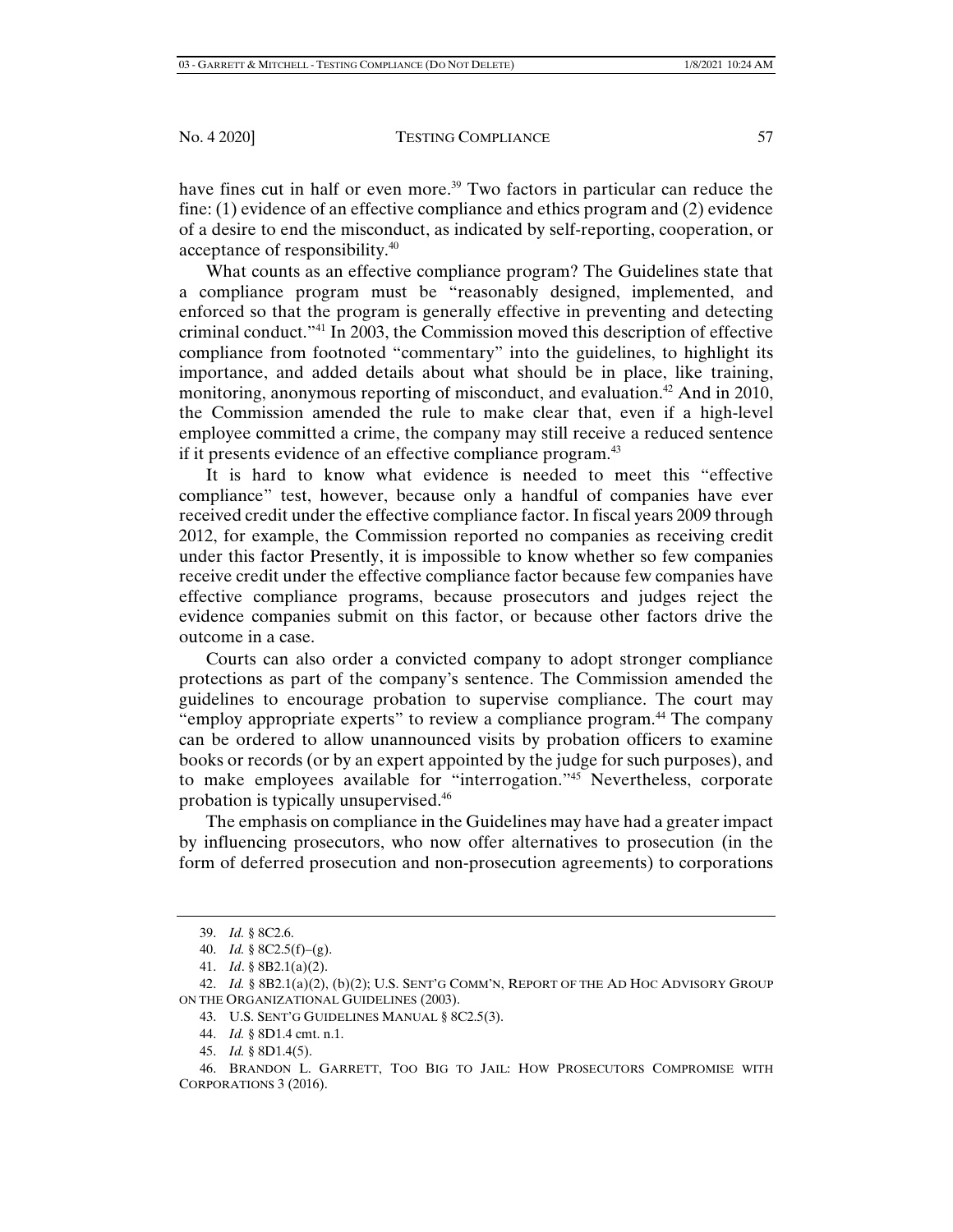have fines cut in half or even more.[39] Two factors in particular can reduce the fine: (1) evidence of an effective compliance and ethics program and (2) evidence of a desire to end the misconduct, as indicated by self-reporting, cooperation, or acceptance of responsibility.[40]

What counts as an effective compliance program? The Guidelines state that a compliance program must be "reasonably designed, implemented, and enforced so that the program is generally effective in preventing and detecting criminal conduct."[41] In 2003, the Commission moved this description of effective compliance from footnoted "commentary" into the guidelines, to highlight its importance, and added details about what should be in place, like training, monitoring, anonymous reporting of misconduct, and evaluation.[42] And in 2010, the Commission amended the rule to make clear that, even if a high-level employee committed a crime, the company may still receive a reduced sentence if it presents evidence of an effective compliance program.[43]

It is hard to know what evidence is needed to meet this "effective compliance" test, however, because only a handful of companies have ever received credit under the effective compliance factor. In fiscal years 2009 through 2012, for example, the Commission reported no companies as receiving credit under this factor Presently, it is impossible to know whether so few companies receive credit under the effective compliance factor because few companies have effective compliance programs, because prosecutors and judges reject the evidence companies submit on this factor, or because other factors drive the outcome in a case.

Courts can also order a convicted company to adopt stronger compliance protections as part of the company's sentence. The Commission amended the guidelines to encourage probation to supervise compliance. The court may "employ appropriate experts" to review a compliance program.[44] The company can be ordered to allow unannounced visits by probation officers to examine books or records (or by an expert appointed by the judge for such purposes), and to make employees available for "interrogation."[45] Nevertheless, corporate probation is typically unsupervised.[46]

The emphasis on compliance in the Guidelines may have had a greater impact by influencing prosecutors, who now offer alternatives to prosecution (in the form of deferred prosecution and non-prosecution agreements) to corporations

---

39. *Id.* § 8C2.6.

40. *Id.* § 8C2.5(f)–(g).

41. *Id*. § 8B2.1(a)(2).

42. *Id.* § 8B2.1(a)(2), (b)(2); U.S. SENT'G COMM'N, REPORT OF THE AD HOC ADVISORY GROUP ON THE ORGANIZATIONAL GUIDELINES (2003).

43. U.S. SENT'G GUIDELINES MANUAL § 8C2.5(3).

44. *Id.* § 8D1.4 cmt. n.1.

45. *Id.* § 8D1.4(5).

46. BRANDON L. GARRETT, TOO BIG TO JAIL: HOW PROSECUTORS COMPROMISE WITH CORPORATIONS 3 (2016).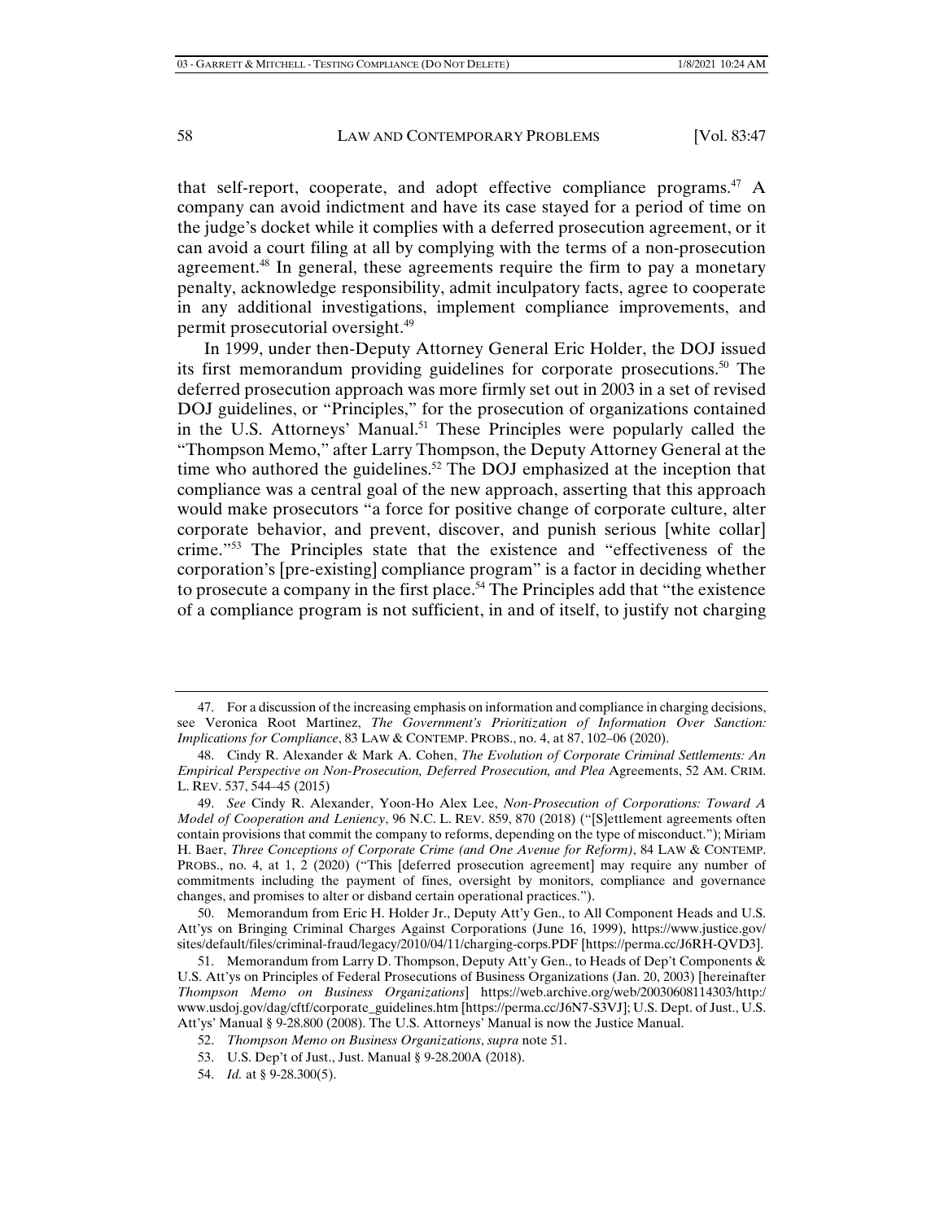that self-report, cooperate, and adopt effective compliance programs.[47] A company can avoid indictment and have its case stayed for a period of time on the judge's docket while it complies with a deferred prosecution agreement, or it can avoid a court filing at all by complying with the terms of a non-prosecution agreement.[48] In general, these agreements require the firm to pay a monetary penalty, acknowledge responsibility, admit inculpatory facts, agree to cooperate in any additional investigations, implement compliance improvements, and permit prosecutorial oversight.[49]

In 1999, under then-Deputy Attorney General Eric Holder, the DOJ issued its first memorandum providing guidelines for corporate prosecutions.[50] The deferred prosecution approach was more firmly set out in 2003 in a set of revised DOJ guidelines, or "Principles," for the prosecution of organizations contained in the U.S. Attorneys' Manual.[51] These Principles were popularly called the "Thompson Memo," after Larry Thompson, the Deputy Attorney General at the time who authored the guidelines.[52] The DOJ emphasized at the inception that compliance was a central goal of the new approach, asserting that this approach would make prosecutors "a force for positive change of corporate culture, alter corporate behavior, and prevent, discover, and punish serious [white collar] crime."[53] The Principles state that the existence and "effectiveness of the corporation's [pre-existing] compliance program" is a factor in deciding whether to prosecute a company in the first place.[54] The Principles add that "the existence of a compliance program is not sufficient, in and of itself, to justify not charging

---

47. For a discussion of the increasing emphasis on information and compliance in charging decisions, see Veronica Root Martinez, *The Government's Prioritization of Information Over Sanction: Implications for Compliance*, 83 LAW & CONTEMP. PROBS., no. 4, at 87, 102–06 (2020).

48. Cindy R. Alexander & Mark A. Cohen, *The Evolution of Corporate Criminal Settlements: An Empirical Perspective on Non-Prosecution, Deferred Prosecution, and Plea* Agreements, 52 AM. CRIM. L. REV. 537, 544–45 (2015)

49. *See* Cindy R. Alexander, Yoon-Ho Alex Lee, *Non-Prosecution of Corporations: Toward A Model of Cooperation and Leniency*, 96 N.C. L. REV. 859, 870 (2018) ("[S]ettlement agreements often contain provisions that commit the company to reforms, depending on the type of misconduct."); Miriam H. Baer, *Three Conceptions of Corporate Crime (and One Avenue for Reform)*, 84 LAW & CONTEMP. PROBS., no. 4, at 1, 2 (2020) ("This [deferred prosecution agreement] may require any number of commitments including the payment of fines, oversight by monitors, compliance and governance changes, and promises to alter or disband certain operational practices.").

50. Memorandum from Eric H. Holder Jr., Deputy Att'y Gen., to All Component Heads and U.S. Att'ys on Bringing Criminal Charges Against Corporations (June 16, 1999), https://www.justice.gov/sites/default/files/criminal-fraud/legacy/2010/04/11/charging-corps.PDF [https://perma.cc/J6RH-QVD3].

51. Memorandum from Larry D. Thompson, Deputy Att'y Gen., to Heads of Dep't Components & U.S. Att'ys on Principles of Federal Prosecutions of Business Organizations (Jan. 20, 2003) [hereinafter *Thompson Memo on Business Organizations*] https://web.archive.org/web/20030608114303/http:/www.usdoj.gov/dag/cftf/corporate_guidelines.htm [https://perma.cc/J6N7-S3VJ]; U.S. Dept. of Just., U.S. Att'ys' Manual § 9-28.800 (2008). The U.S. Attorneys' Manual is now the Justice Manual.

52. *Thompson Memo on Business Organizations*, *supra* note 51.

53. U.S. Dep't of Just., Just. Manual § 9-28.200A (2018).

54. *Id.* at § 9-28.300(5).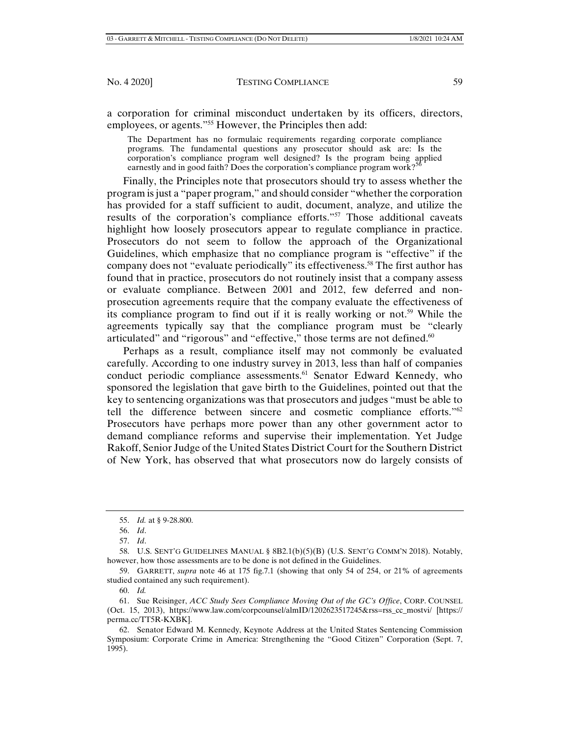a corporation for criminal misconduct undertaken by its officers, directors, employees, or agents."[55] However, the Principles then add:

> The Department has no formulaic requirements regarding corporate compliance programs. The fundamental questions any prosecutor should ask are: Is the corporation's compliance program well designed? Is the program being applied earnestly and in good faith? Does the corporation's compliance program work?[56]

Finally, the Principles note that prosecutors should try to assess whether the program is just a "paper program," and should consider "whether the corporation has provided for a staff sufficient to audit, document, analyze, and utilize the results of the corporation's compliance efforts."[57] Those additional caveats highlight how loosely prosecutors appear to regulate compliance in practice. Prosecutors do not seem to follow the approach of the Organizational Guidelines, which emphasize that no compliance program is "effective" if the company does not "evaluate periodically" its effectiveness.[58] The first author has found that in practice, prosecutors do not routinely insist that a company assess or evaluate compliance. Between 2001 and 2012, few deferred and non-prosecution agreements require that the company evaluate the effectiveness of its compliance program to find out if it is really working or not.[59] While the agreements typically say that the compliance program must be "clearly articulated" and "rigorous" and "effective," those terms are not defined.[60]

Perhaps as a result, compliance itself may not commonly be evaluated carefully. According to one industry survey in 2013, less than half of companies conduct periodic compliance assessments.[61] Senator Edward Kennedy, who sponsored the legislation that gave birth to the Guidelines, pointed out that the key to sentencing organizations was that prosecutors and judges "must be able to tell the difference between sincere and cosmetic compliance efforts."[62] Prosecutors have perhaps more power than any other government actor to demand compliance reforms and supervise their implementation. Yet Judge Rakoff, Senior Judge of the United States District Court for the Southern District of New York, has observed that what prosecutors now do largely consists of

---

55. *Id.* at § 9-28.800.

56. *Id*.

57. *Id*.

58. U.S. SENT'G GUIDELINES MANUAL § 8B2.1(b)(5)(B) (U.S. SENT'G COMM'N 2018). Notably, however, how those assessments are to be done is not defined in the Guidelines.

59. GARRETT, *supra* note 46 at 175 fig.7.1 (showing that only 54 of 254, or 21% of agreements studied contained any such requirement).

60. *Id.*

61. Sue Reisinger, *ACC Study Sees Compliance Moving Out of the GC's Office*, CORP. COUNSEL (Oct. 15, 2013), https://www.law.com/corpcounsel/almID/1202623517245&rss=rss_cc_mostvi/ [https://perma.cc/TT5R-KXBK].

62. Senator Edward M. Kennedy, Keynote Address at the United States Sentencing Commission Symposium: Corporate Crime in America: Strengthening the "Good Citizen" Corporation (Sept. 7, 1995).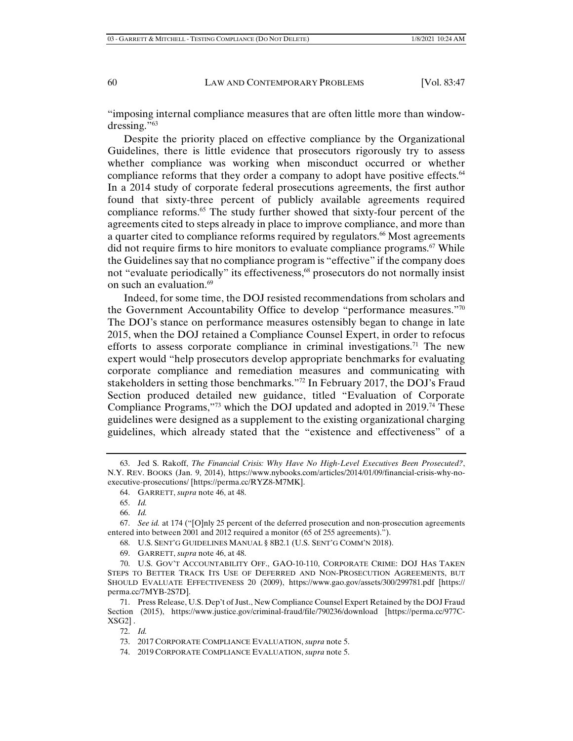"imposing internal compliance measures that are often little more than window-dressing."[63]

Despite the priority placed on effective compliance by the Organizational Guidelines, there is little evidence that prosecutors rigorously try to assess whether compliance was working when misconduct occurred or whether compliance reforms that they order a company to adopt have positive effects.[64] In a 2014 study of corporate federal prosecutions agreements, the first author found that sixty-three percent of publicly available agreements required compliance reforms.[65] The study further showed that sixty-four percent of the agreements cited to steps already in place to improve compliance, and more than a quarter cited to compliance reforms required by regulators.[66] Most agreements did not require firms to hire monitors to evaluate compliance programs.[67] While the Guidelines say that no compliance program is "effective" if the company does not "evaluate periodically" its effectiveness,[68] prosecutors do not normally insist on such an evaluation.[69]

Indeed, for some time, the DOJ resisted recommendations from scholars and the Government Accountability Office to develop "performance measures."[70] The DOJ's stance on performance measures ostensibly began to change in late 2015, when the DOJ retained a Compliance Counsel Expert, in order to refocus efforts to assess corporate compliance in criminal investigations.[71] The new expert would "help prosecutors develop appropriate benchmarks for evaluating corporate compliance and remediation measures and communicating with stakeholders in setting those benchmarks."[72] In February 2017, the DOJ's Fraud Section produced detailed new guidance, titled "Evaluation of Corporate Compliance Programs,"[73] which the DOJ updated and adopted in 2019.[74] These guidelines were designed as a supplement to the existing organizational charging guidelines, which already stated that the "existence and effectiveness" of a

---

63. Jed S. Rakoff, *The Financial Crisis: Why Have No High-Level Executives Been Prosecuted?*, N.Y. REV. BOOKS (Jan. 9, 2014), https://www.nybooks.com/articles/2014/01/09/financial-crisis-why-no-executive-prosecutions/ [https://perma.cc/RYZ8-M7MK].

64. GARRETT, *supra* note 46, at 48.

65. *Id.*

66. *Id.*

67. *See id.* at 174 ("[O]nly 25 percent of the deferred prosecution and non-prosecution agreements entered into between 2001 and 2012 required a monitor (65 of 255 agreements).").

68. U.S. SENT'G GUIDELINES MANUAL § 8B2.1 (U.S. SENT'G COMM'N 2018).

69. GARRETT, *supra* note 46, at 48.

70. U.S. GOV'T ACCOUNTABILITY OFF., GAO-10-110, CORPORATE CRIME: DOJ HAS TAKEN STEPS TO BETTER TRACK ITS USE OF DEFERRED AND NON-PROSECUTION AGREEMENTS, BUT SHOULD EVALUATE EFFECTIVENESS 20 (2009), https://www.gao.gov/assets/300/299781.pdf [https://perma.cc/7MYB-2S7D].

71. Press Release, U.S. Dep't of Just., New Compliance Counsel Expert Retained by the DOJ Fraud Section (2015), https://www.justice.gov/criminal-fraud/file/790236/download [https://perma.cc/977C-XSG2] .

72. *Id.*

73. 2017 CORPORATE COMPLIANCE EVALUATION, *supra* note 5.

74. 2019 CORPORATE COMPLIANCE EVALUATION, *supra* note 5.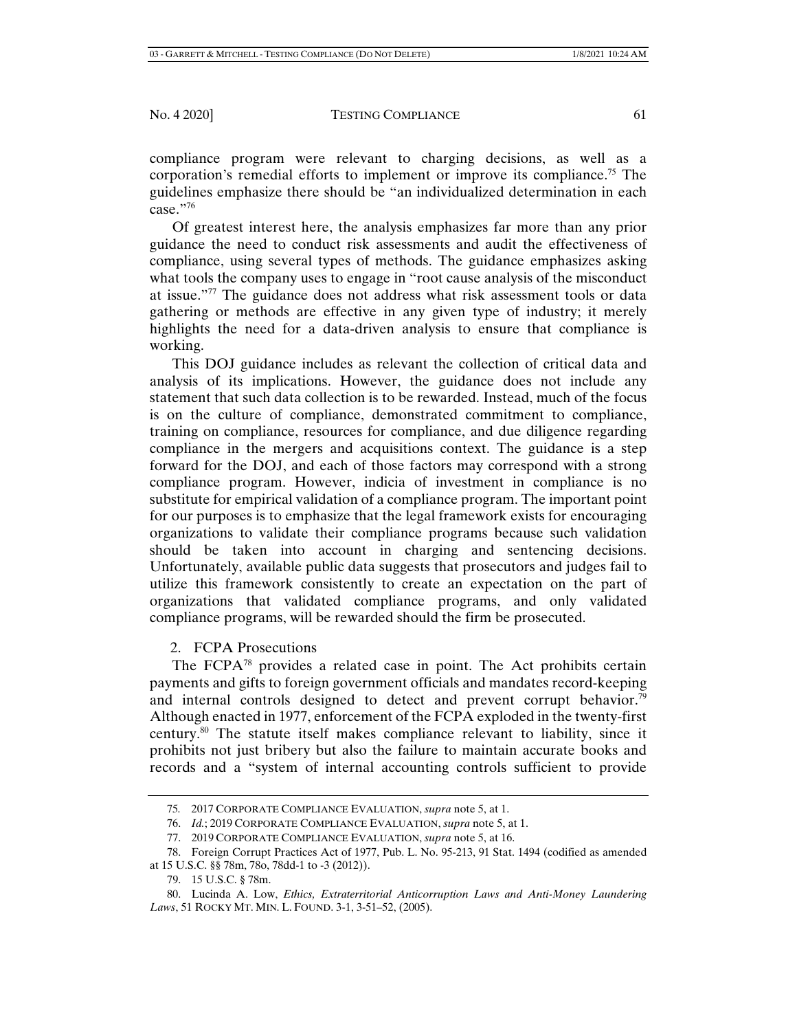compliance program were relevant to charging decisions, as well as a corporation's remedial efforts to implement or improve its compliance.[75] The guidelines emphasize there should be "an individualized determination in each case."[76]

Of greatest interest here, the analysis emphasizes far more than any prior guidance the need to conduct risk assessments and audit the effectiveness of compliance, using several types of methods. The guidance emphasizes asking what tools the company uses to engage in "root cause analysis of the misconduct at issue."[77] The guidance does not address what risk assessment tools or data gathering or methods are effective in any given type of industry; it merely highlights the need for a data-driven analysis to ensure that compliance is working.

This DOJ guidance includes as relevant the collection of critical data and analysis of its implications. However, the guidance does not include any statement that such data collection is to be rewarded. Instead, much of the focus is on the culture of compliance, demonstrated commitment to compliance, training on compliance, resources for compliance, and due diligence regarding compliance in the mergers and acquisitions context. The guidance is a step forward for the DOJ, and each of those factors may correspond with a strong compliance program. However, indicia of investment in compliance is no substitute for empirical validation of a compliance program. The important point for our purposes is to emphasize that the legal framework exists for encouraging organizations to validate their compliance programs because such validation should be taken into account in charging and sentencing decisions. Unfortunately, available public data suggests that prosecutors and judges fail to utilize this framework consistently to create an expectation on the part of organizations that validated compliance programs, and only validated compliance programs, will be rewarded should the firm be prosecuted.

### 2. FCPA Prosecutions

The FCPA[78] provides a related case in point. The Act prohibits certain payments and gifts to foreign government officials and mandates record-keeping and internal controls designed to detect and prevent corrupt behavior.[79] Although enacted in 1977, enforcement of the FCPA exploded in the twenty-first century.[80] The statute itself makes compliance relevant to liability, since it prohibits not just bribery but also the failure to maintain accurate books and records and a "system of internal accounting controls sufficient to provide

---

75. 2017 CORPORATE COMPLIANCE EVALUATION, *supra* note 5, at 1.

76. *Id.*; 2019 CORPORATE COMPLIANCE EVALUATION, *supra* note 5, at 1.

77. 2019 CORPORATE COMPLIANCE EVALUATION, *supra* note 5, at 16.

78. Foreign Corrupt Practices Act of 1977, Pub. L. No. 95-213, 91 Stat. 1494 (codified as amended at 15 U.S.C. §§ 78m, 78o, 78dd-1 to -3 (2012)).

79. 15 U.S.C. § 78m.

80. Lucinda A. Low, *Ethics, Extraterritorial Anticorruption Laws and Anti-Money Laundering Laws*, 51 ROCKY MT. MIN. L. FOUND. 3-1, 3-51–52, (2005).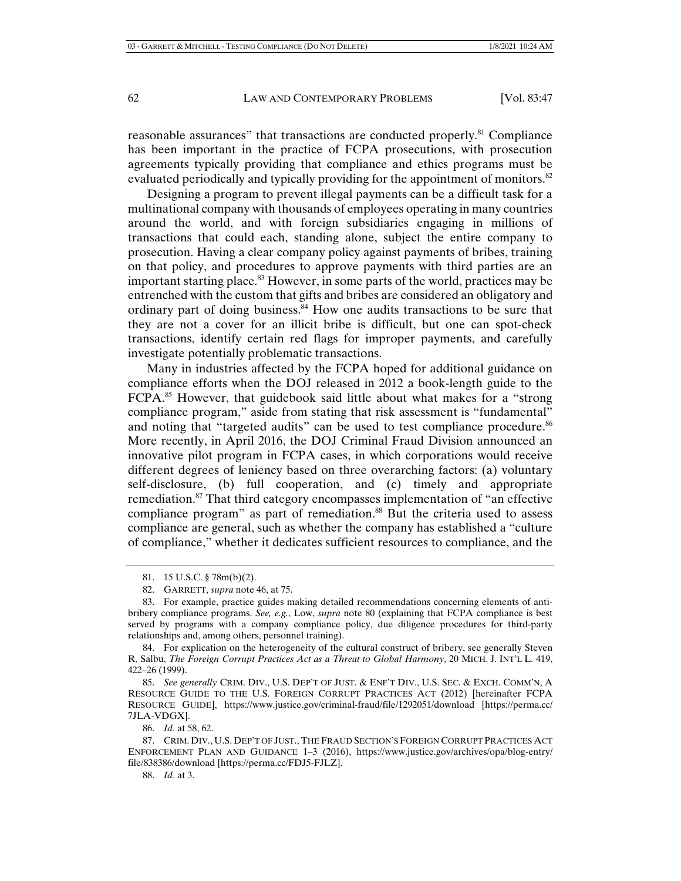reasonable assurances" that transactions are conducted properly.[81] Compliance has been important in the practice of FCPA prosecutions, with prosecution agreements typically providing that compliance and ethics programs must be evaluated periodically and typically providing for the appointment of monitors.[82]

Designing a program to prevent illegal payments can be a difficult task for a multinational company with thousands of employees operating in many countries around the world, and with foreign subsidiaries engaging in millions of transactions that could each, standing alone, subject the entire company to prosecution. Having a clear company policy against payments of bribes, training on that policy, and procedures to approve payments with third parties are an important starting place.[83] However, in some parts of the world, practices may be entrenched with the custom that gifts and bribes are considered an obligatory and ordinary part of doing business.[84] How one audits transactions to be sure that they are not a cover for an illicit bribe is difficult, but one can spot-check transactions, identify certain red flags for improper payments, and carefully investigate potentially problematic transactions.

Many in industries affected by the FCPA hoped for additional guidance on compliance efforts when the DOJ released in 2012 a book-length guide to the FCPA.[85] However, that guidebook said little about what makes for a "strong compliance program," aside from stating that risk assessment is "fundamental" and noting that "targeted audits" can be used to test compliance procedure.[86] More recently, in April 2016, the DOJ Criminal Fraud Division announced an innovative pilot program in FCPA cases, in which corporations would receive different degrees of leniency based on three overarching factors: (a) voluntary self-disclosure, (b) full cooperation, and (c) timely and appropriate remediation.[87] That third category encompasses implementation of "an effective compliance program" as part of remediation.[88] But the criteria used to assess compliance are general, such as whether the company has established a "culture of compliance," whether it dedicates sufficient resources to compliance, and the

---

81. 15 U.S.C. § 78m(b)(2).

82. GARRETT, *supra* note 46, at 75.

83. For example, practice guides making detailed recommendations concerning elements of anti-bribery compliance programs. *See, e.g.*, Low, *supra* note 80 (explaining that FCPA compliance is best served by programs with a company compliance policy, due diligence procedures for third-party relationships and, among others, personnel training).

84. For explication on the heterogeneity of the cultural construct of bribery, see generally Steven R. Salbu, *The Foreign Corrupt Practices Act as a Threat to Global Harmony*, 20 MICH. J. INT'L L. 419, 422–26 (1999).

85. *See generally* CRIM. DIV., U.S. DEP'T OF JUST. & ENF'T DIV., U.S. SEC. & EXCH. COMM'N, A RESOURCE GUIDE TO THE U.S. FOREIGN CORRUPT PRACTICES ACT (2012) [hereinafter FCPA RESOURCE GUIDE], https://www.justice.gov/criminal-fraud/file/1292051/download [https://perma.cc/7JLA-VDGX].

86. *Id.* at 58, 62.

87. CRIM. DIV., U.S. DEP'T OF JUST., THE FRAUD SECTION'S FOREIGN CORRUPT PRACTICES ACT ENFORCEMENT PLAN AND GUIDANCE 1–3 (2016), https://www.justice.gov/archives/opa/blog-entry/file/838386/download [https://perma.cc/FDJ5-FJLZ].

88. *Id.* at 3.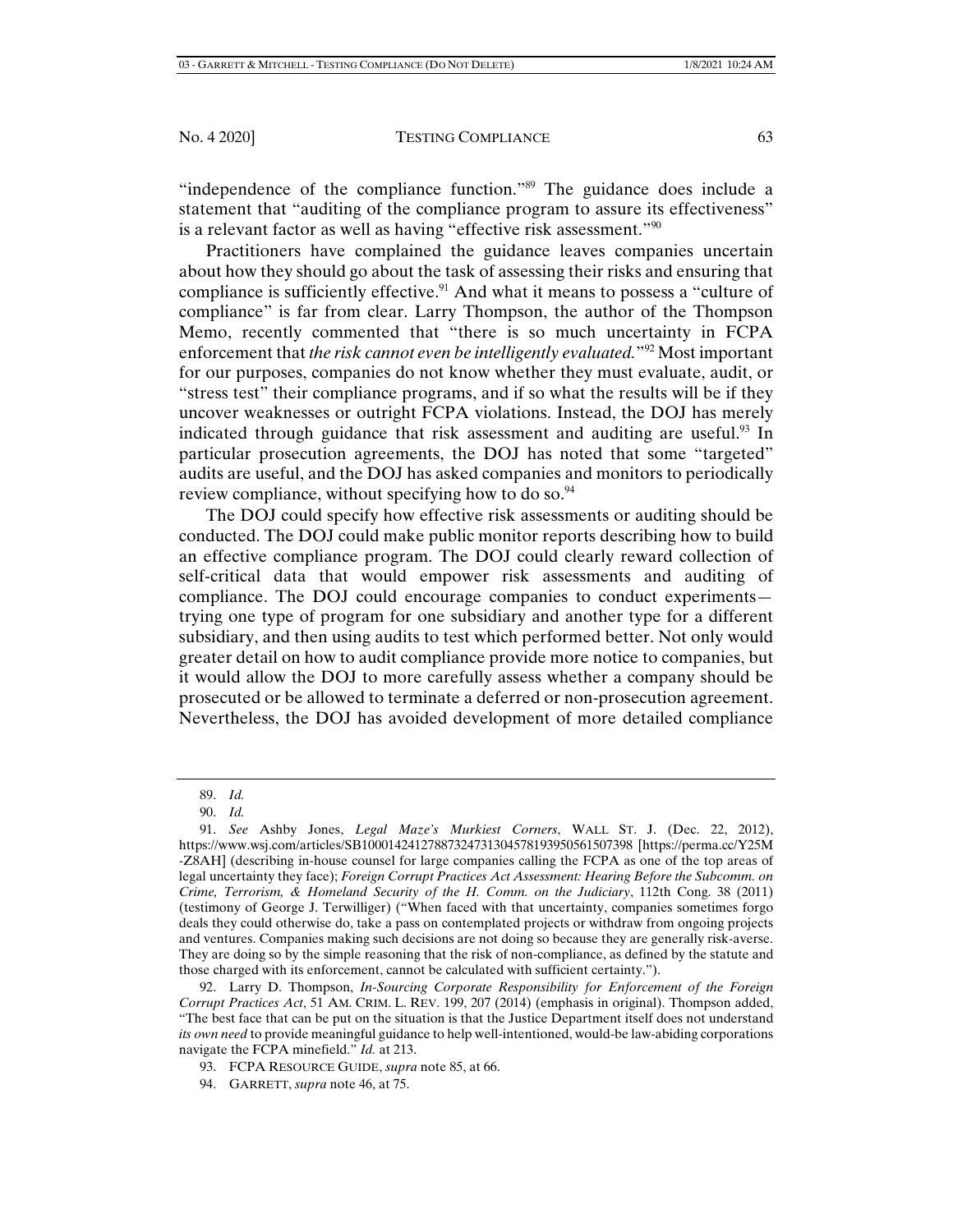"independence of the compliance function."[89] The guidance does include a statement that "auditing of the compliance program to assure its effectiveness" is a relevant factor as well as having "effective risk assessment."[90]

Practitioners have complained the guidance leaves companies uncertain about how they should go about the task of assessing their risks and ensuring that compliance is sufficiently effective.[91] And what it means to possess a "culture of compliance" is far from clear. Larry Thompson, the author of the Thompson Memo, recently commented that "there is so much uncertainty in FCPA enforcement that *the risk cannot even be intelligently evaluated.*"[92] Most important for our purposes, companies do not know whether they must evaluate, audit, or "stress test" their compliance programs, and if so what the results will be if they uncover weaknesses or outright FCPA violations. Instead, the DOJ has merely indicated through guidance that risk assessment and auditing are useful.[93] In particular prosecution agreements, the DOJ has noted that some "targeted" audits are useful, and the DOJ has asked companies and monitors to periodically review compliance, without specifying how to do so.[94]

The DOJ could specify how effective risk assessments or auditing should be conducted. The DOJ could make public monitor reports describing how to build an effective compliance program. The DOJ could clearly reward collection of self-critical data that would empower risk assessments and auditing of compliance. The DOJ could encourage companies to conduct experiments—trying one type of program for one subsidiary and another type for a different subsidiary, and then using audits to test which performed better. Not only would greater detail on how to audit compliance provide more notice to companies, but it would allow the DOJ to more carefully assess whether a company should be prosecuted or be allowed to terminate a deferred or non-prosecution agreement. Nevertheless, the DOJ has avoided development of more detailed compliance

---

89. *Id.*

90. *Id.*

91. *See* Ashby Jones, *Legal Maze's Murkiest Corners*, WALL ST. J. (Dec. 22, 2012), https://www.wsj.com/articles/SB10001424127887324731304578193950561507398 [https://perma.cc/Y25M-Z8AH] (describing in-house counsel for large companies calling the FCPA as one of the top areas of legal uncertainty they face); *Foreign Corrupt Practices Act Assessment: Hearing Before the Subcomm. on Crime, Terrorism, & Homeland Security of the H. Comm. on the Judiciary*, 112th Cong. 38 (2011) (testimony of George J. Terwilliger) ("When faced with that uncertainty, companies sometimes forgo deals they could otherwise do, take a pass on contemplated projects or withdraw from ongoing projects and ventures. Companies making such decisions are not doing so because they are generally risk-averse. They are doing so by the simple reasoning that the risk of non-compliance, as defined by the statute and those charged with its enforcement, cannot be calculated with sufficient certainty.").

92. Larry D. Thompson, *In-Sourcing Corporate Responsibility for Enforcement of the Foreign Corrupt Practices Act*, 51 AM. CRIM. L. REV. 199, 207 (2014) (emphasis in original). Thompson added, "The best face that can be put on the situation is that the Justice Department itself does not understand *its own need* to provide meaningful guidance to help well-intentioned, would-be law-abiding corporations navigate the FCPA minefield." *Id.* at 213.

93. FCPA RESOURCE GUIDE, *supra* note 85, at 66.

94. GARRETT, *supra* note 46, at 75.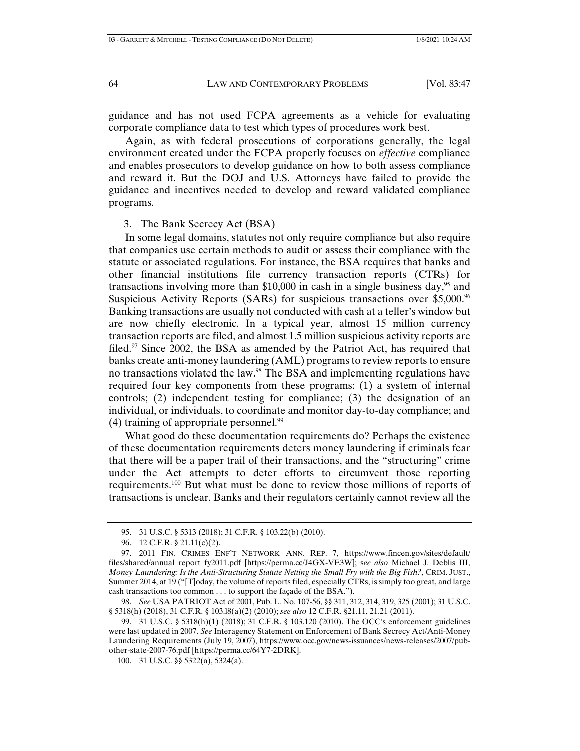guidance and has not used FCPA agreements as a vehicle for evaluating corporate compliance data to test which types of procedures work best.

Again, as with federal prosecutions of corporations generally, the legal environment created under the FCPA properly focuses on *effective* compliance and enables prosecutors to develop guidance on how to both assess compliance and reward it. But the DOJ and U.S. Attorneys have failed to provide the guidance and incentives needed to develop and reward validated compliance programs.

3. The Bank Secrecy Act (BSA)

In some legal domains, statutes not only require compliance but also require that companies use certain methods to audit or assess their compliance with the statute or associated regulations. For instance, the BSA requires that banks and other financial institutions file currency transaction reports (CTRs) for transactions involving more than $10,000 in cash in a single business day,[95] and Suspicious Activity Reports (SARs) for suspicious transactions over $5,000.[96] Banking transactions are usually not conducted with cash at a teller's window but are now chiefly electronic. In a typical year, almost 15 million currency transaction reports are filed, and almost 1.5 million suspicious activity reports are filed.[97] Since 2002, the BSA as amended by the Patriot Act, has required that banks create anti-money laundering (AML) programs to review reports to ensure no transactions violated the law.[98] The BSA and implementing regulations have required four key components from these programs: (1) a system of internal controls; (2) independent testing for compliance; (3) the designation of an individual, or individuals, to coordinate and monitor day-to-day compliance; and (4) training of appropriate personnel.[99]

What good do these documentation requirements do? Perhaps the existence of these documentation requirements deters money laundering if criminals fear that there will be a paper trail of their transactions, and the "structuring" crime under the Act attempts to deter efforts to circumvent those reporting requirements.[100] But what must be done to review those millions of reports of transactions is unclear. Banks and their regulators certainly cannot review all the

---

95. 31 U.S.C. § 5313 (2018); 31 C.F.R. § 103.22(b) (2010).

96. 12 C.F.R. § 21.11(c)(2).

97. 2011 FIN. CRIMES ENF'T NETWORK ANN. REP. 7, https://www.fincen.gov/sites/default/files/shared/annual_report_fy2011.pdf [https://perma.cc/J4GX-VE3W]; *see also* Michael J. Deblis III, *Money Laundering: Is the Anti-Structuring Statute Netting the Small Fry with the Big Fish?*, CRIM. JUST., Summer 2014, at 19 ("[T]oday, the volume of reports filed, especially CTRs, is simply too great, and large cash transactions too common . . . to support the façade of the BSA.").

98. *See* USA PATRIOT Act of 2001, Pub. L. No. 107-56, §§ 311, 312, 314, 319, 325 (2001); 31 U.S.C. § 5318(h) (2018), 31 C.F.R. § 103.l8(a)(2) (2010); *see also* 12 C.F.R. §21.11, 21.21 (2011).

99. 31 U.S.C. § 5318(h)(1) (2018); 31 C.F.R. § 103.120 (2010). The OCC's enforcement guidelines were last updated in 2007. *See* Interagency Statement on Enforcement of Bank Secrecy Act/Anti-Money Laundering Requirements (July 19, 2007), https://www.occ.gov/news-issuances/news-releases/2007/pub-other-state-2007-76.pdf [https://perma.cc/64Y7-2DRK].

100. 31 U.S.C. §§ 5322(a), 5324(a).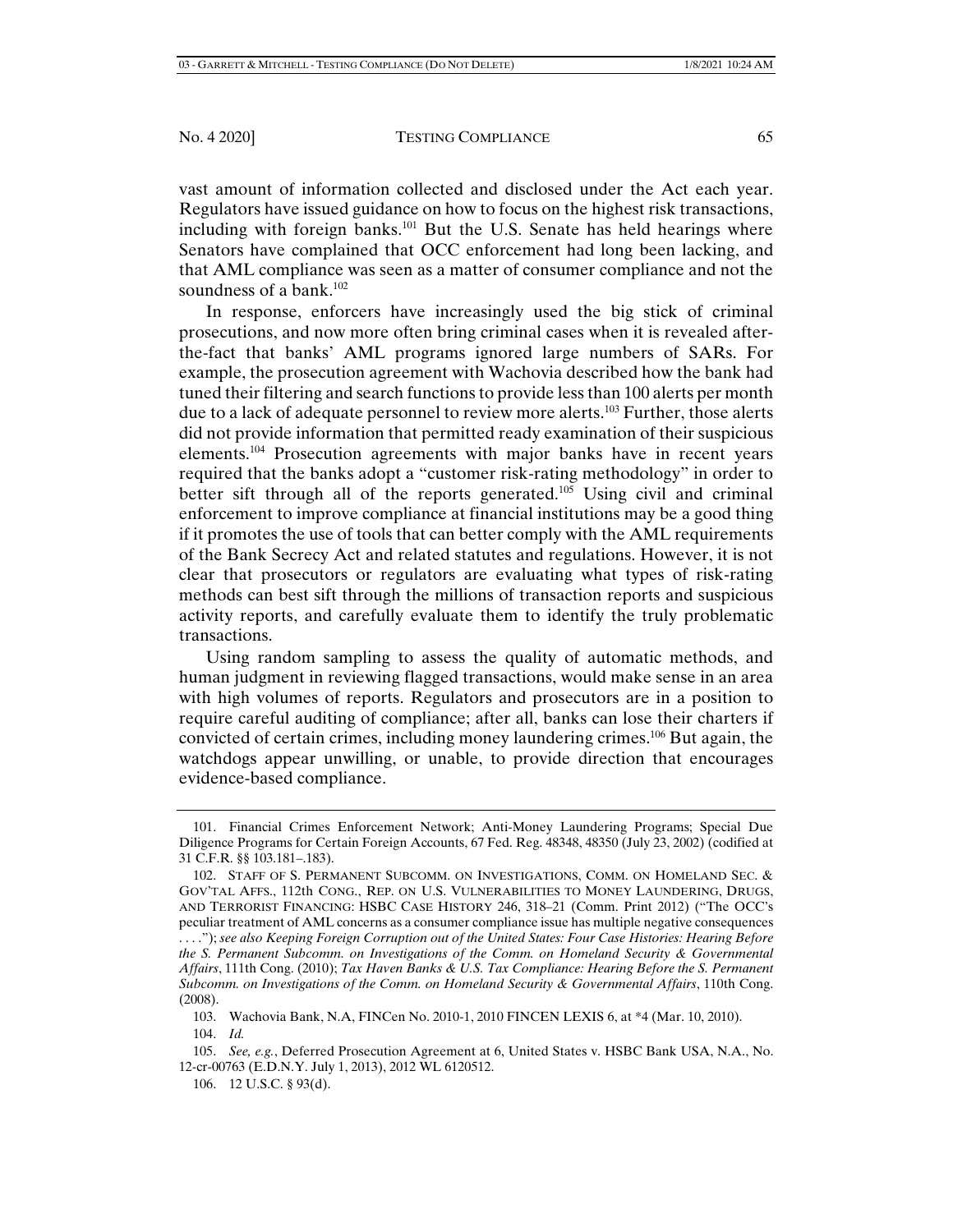vast amount of information collected and disclosed under the Act each year. Regulators have issued guidance on how to focus on the highest risk transactions, including with foreign banks.[101] But the U.S. Senate has held hearings where Senators have complained that OCC enforcement had long been lacking, and that AML compliance was seen as a matter of consumer compliance and not the soundness of a bank.[102]

In response, enforcers have increasingly used the big stick of criminal prosecutions, and now more often bring criminal cases when it is revealed after-the-fact that banks' AML programs ignored large numbers of SARs. For example, the prosecution agreement with Wachovia described how the bank had tuned their filtering and search functions to provide less than 100 alerts per month due to a lack of adequate personnel to review more alerts.[103] Further, those alerts did not provide information that permitted ready examination of their suspicious elements.[104] Prosecution agreements with major banks have in recent years required that the banks adopt a "customer risk-rating methodology" in order to better sift through all of the reports generated.[105] Using civil and criminal enforcement to improve compliance at financial institutions may be a good thing if it promotes the use of tools that can better comply with the AML requirements of the Bank Secrecy Act and related statutes and regulations. However, it is not clear that prosecutors or regulators are evaluating what types of risk-rating methods can best sift through the millions of transaction reports and suspicious activity reports, and carefully evaluate them to identify the truly problematic transactions.

Using random sampling to assess the quality of automatic methods, and human judgment in reviewing flagged transactions, would make sense in an area with high volumes of reports. Regulators and prosecutors are in a position to require careful auditing of compliance; after all, banks can lose their charters if convicted of certain crimes, including money laundering crimes.[106] But again, the watchdogs appear unwilling, or unable, to provide direction that encourages evidence-based compliance.

---

101. Financial Crimes Enforcement Network; Anti-Money Laundering Programs; Special Due Diligence Programs for Certain Foreign Accounts, 67 Fed. Reg. 48348, 48350 (July 23, 2002) (codified at 31 C.F.R. §§ 103.181–.183).

102. STAFF OF S. PERMANENT SUBCOMM. ON INVESTIGATIONS, COMM. ON HOMELAND SEC. & GOV'TAL AFFS., 112th CONG., REP. ON U.S. VULNERABILITIES TO MONEY LAUNDERING, DRUGS, AND TERRORIST FINANCING: HSBC CASE HISTORY 246, 318–21 (Comm. Print 2012) ("The OCC's peculiar treatment of AML concerns as a consumer compliance issue has multiple negative consequences . . . ."); *see also Keeping Foreign Corruption out of the United States: Four Case Histories: Hearing Before the S. Permanent Subcomm. on Investigations of the Comm. on Homeland Security & Governmental Affairs*, 111th Cong. (2010); *Tax Haven Banks & U.S. Tax Compliance: Hearing Before the S. Permanent Subcomm. on Investigations of the Comm. on Homeland Security & Governmental Affairs*, 110th Cong. (2008).

103. Wachovia Bank, N.A, FINCen No. 2010-1, 2010 FINCEN LEXIS 6, at *4 (Mar. 10, 2010).

104. *Id.*

105. *See, e.g.*, Deferred Prosecution Agreement at 6, United States v. HSBC Bank USA, N.A., No. 12-cr-00763 (E.D.N.Y. July 1, 2013), 2012 WL 6120512.

106. 12 U.S.C. § 93(d).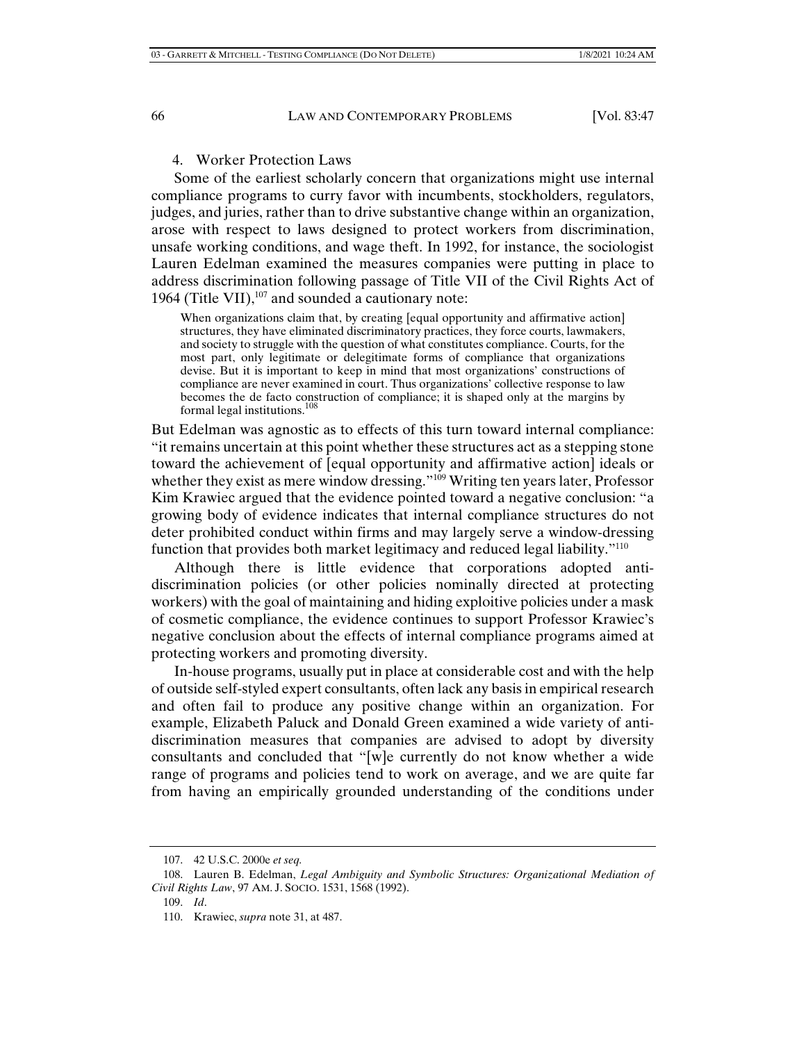### 4. Worker Protection Laws

Some of the earliest scholarly concern that organizations might use internal compliance programs to curry favor with incumbents, stockholders, regulators, judges, and juries, rather than to drive substantive change within an organization, arose with respect to laws designed to protect workers from discrimination, unsafe working conditions, and wage theft. In 1992, for instance, the sociologist Lauren Edelman examined the measures companies were putting in place to address discrimination following passage of Title VII of the Civil Rights Act of 1964 (Title VII),[107] and sounded a cautionary note:

> When organizations claim that, by creating [equal opportunity and affirmative action] structures, they have eliminated discriminatory practices, they force courts, lawmakers, and society to struggle with the question of what constitutes compliance. Courts, for the most part, only legitimate or delegitimate forms of compliance that organizations devise. But it is important to keep in mind that most organizations' constructions of compliance are never examined in court. Thus organizations' collective response to law becomes the de facto construction of compliance; it is shaped only at the margins by formal legal institutions.[108]

But Edelman was agnostic as to effects of this turn toward internal compliance: "it remains uncertain at this point whether these structures act as a stepping stone toward the achievement of [equal opportunity and affirmative action] ideals or whether they exist as mere window dressing."[109] Writing ten years later, Professor Kim Krawiec argued that the evidence pointed toward a negative conclusion: "a growing body of evidence indicates that internal compliance structures do not deter prohibited conduct within firms and may largely serve a window-dressing function that provides both market legitimacy and reduced legal liability."[110]

Although there is little evidence that corporations adopted anti-discrimination policies (or other policies nominally directed at protecting workers) with the goal of maintaining and hiding exploitive policies under a mask of cosmetic compliance, the evidence continues to support Professor Krawiec's negative conclusion about the effects of internal compliance programs aimed at protecting workers and promoting diversity.

In-house programs, usually put in place at considerable cost and with the help of outside self-styled expert consultants, often lack any basis in empirical research and often fail to produce any positive change within an organization. For example, Elizabeth Paluck and Donald Green examined a wide variety of anti-discrimination measures that companies are advised to adopt by diversity consultants and concluded that "[w]e currently do not know whether a wide range of programs and policies tend to work on average, and we are quite far from having an empirically grounded understanding of the conditions under

---

107. 42 U.S.C. 2000e *et seq.*

108. Lauren B. Edelman, *Legal Ambiguity and Symbolic Structures: Organizational Mediation of Civil Rights Law*, 97 AM. J. SOCIO. 1531, 1568 (1992).

109. *Id*.

110. Krawiec, *supra* note 31, at 487.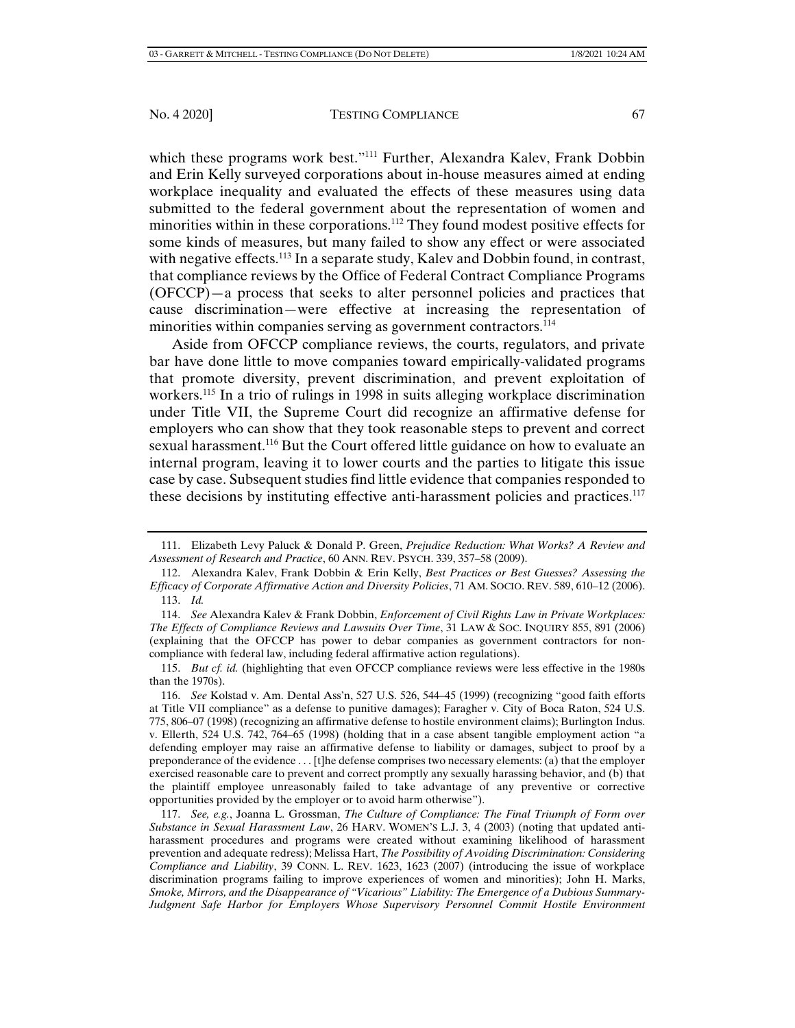which these programs work best."[111] Further, Alexandra Kalev, Frank Dobbin and Erin Kelly surveyed corporations about in-house measures aimed at ending workplace inequality and evaluated the effects of these measures using data submitted to the federal government about the representation of women and minorities within in these corporations.[112] They found modest positive effects for some kinds of measures, but many failed to show any effect or were associated with negative effects.[113] In a separate study, Kalev and Dobbin found, in contrast, that compliance reviews by the Office of Federal Contract Compliance Programs (OFCCP)—a process that seeks to alter personnel policies and practices that cause discrimination—were effective at increasing the representation of minorities within companies serving as government contractors.[114]

Aside from OFCCP compliance reviews, the courts, regulators, and private bar have done little to move companies toward empirically-validated programs that promote diversity, prevent discrimination, and prevent exploitation of workers.[115] In a trio of rulings in 1998 in suits alleging workplace discrimination under Title VII, the Supreme Court did recognize an affirmative defense for employers who can show that they took reasonable steps to prevent and correct sexual harassment.[116] But the Court offered little guidance on how to evaluate an internal program, leaving it to lower courts and the parties to litigate this issue case by case. Subsequent studies find little evidence that companies responded to these decisions by instituting effective anti-harassment policies and practices.[117]

---

111. Elizabeth Levy Paluck & Donald P. Green, *Prejudice Reduction: What Works? A Review and Assessment of Research and Practice*, 60 ANN. REV. PSYCH. 339, 357–58 (2009).

112. Alexandra Kalev, Frank Dobbin & Erin Kelly, *Best Practices or Best Guesses? Assessing the Efficacy of Corporate Affirmative Action and Diversity Policies*, 71 AM. SOCIO. REV. 589, 610–12 (2006).

113. *Id.*

114. *See* Alexandra Kalev & Frank Dobbin, *Enforcement of Civil Rights Law in Private Workplaces: The Effects of Compliance Reviews and Lawsuits Over Time*, 31 LAW & SOC. INQUIRY 855, 891 (2006) (explaining that the OFCCP has power to debar companies as government contractors for non-compliance with federal law, including federal affirmative action regulations).

115. *But cf. id.* (highlighting that even OFCCP compliance reviews were less effective in the 1980s than the 1970s).

116. *See* Kolstad v. Am. Dental Ass'n, 527 U.S. 526, 544–45 (1999) (recognizing "good faith efforts at Title VII compliance" as a defense to punitive damages); Faragher v. City of Boca Raton, 524 U.S. 775, 806–07 (1998) (recognizing an affirmative defense to hostile environment claims); Burlington Indus. v. Ellerth, 524 U.S. 742, 764–65 (1998) (holding that in a case absent tangible employment action "a defending employer may raise an affirmative defense to liability or damages, subject to proof by a preponderance of the evidence . . . [t]he defense comprises two necessary elements: (a) that the employer exercised reasonable care to prevent and correct promptly any sexually harassing behavior, and (b) that the plaintiff employee unreasonably failed to take advantage of any preventive or corrective opportunities provided by the employer or to avoid harm otherwise").

117. *See, e.g.*, Joanna L. Grossman, *The Culture of Compliance: The Final Triumph of Form over Substance in Sexual Harassment Law*, 26 HARV. WOMEN'S L.J. 3, 4 (2003) (noting that updated anti-harassment procedures and programs were created without examining likelihood of harassment prevention and adequate redress); Melissa Hart, *The Possibility of Avoiding Discrimination: Considering Compliance and Liability*, 39 CONN. L. REV. 1623, 1623 (2007) (introducing the issue of workplace discrimination programs failing to improve experiences of women and minorities); John H. Marks, *Smoke, Mirrors, and the Disappearance of "Vicarious" Liability: The Emergence of a Dubious Summary-Judgment Safe Harbor for Employers Whose Supervisory Personnel Commit Hostile Environment*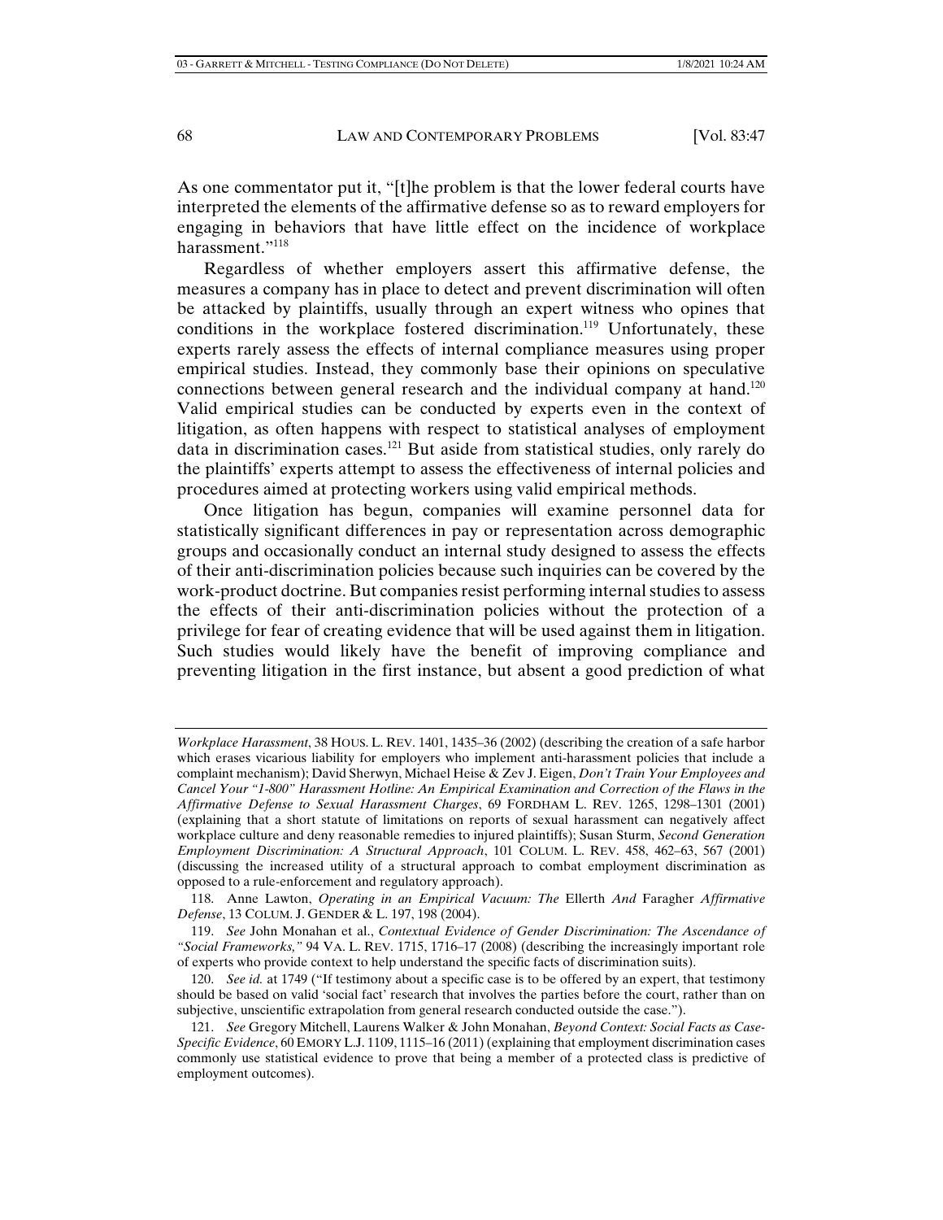As one commentator put it, "[t]he problem is that the lower federal courts have interpreted the elements of the affirmative defense so as to reward employers for engaging in behaviors that have little effect on the incidence of workplace harassment."[118]

Regardless of whether employers assert this affirmative defense, the measures a company has in place to detect and prevent discrimination will often be attacked by plaintiffs, usually through an expert witness who opines that conditions in the workplace fostered discrimination.[119] Unfortunately, these experts rarely assess the effects of internal compliance measures using proper empirical studies. Instead, they commonly base their opinions on speculative connections between general research and the individual company at hand.[120] Valid empirical studies can be conducted by experts even in the context of litigation, as often happens with respect to statistical analyses of employment data in discrimination cases.[121] But aside from statistical studies, only rarely do the plaintiffs' experts attempt to assess the effectiveness of internal policies and procedures aimed at protecting workers using valid empirical methods.

Once litigation has begun, companies will examine personnel data for statistically significant differences in pay or representation across demographic groups and occasionally conduct an internal study designed to assess the effects of their anti-discrimination policies because such inquiries can be covered by the work-product doctrine. But companies resist performing internal studies to assess the effects of their anti-discrimination policies without the protection of a privilege for fear of creating evidence that will be used against them in litigation. Such studies would likely have the benefit of improving compliance and preventing litigation in the first instance, but absent a good prediction of what

---

*Workplace Harassment*, 38 HOUS. L. REV. 1401, 1435–36 (2002) (describing the creation of a safe harbor which erases vicarious liability for employers who implement anti-harassment policies that include a complaint mechanism); David Sherwyn, Michael Heise & Zev J. Eigen, *Don't Train Your Employees and Cancel Your "1-800" Harassment Hotline: An Empirical Examination and Correction of the Flaws in the Affirmative Defense to Sexual Harassment Charges*, 69 FORDHAM L. REV. 1265, 1298–1301 (2001) (explaining that a short statute of limitations on reports of sexual harassment can negatively affect workplace culture and deny reasonable remedies to injured plaintiffs); Susan Sturm, *Second Generation Employment Discrimination: A Structural Approach*, 101 COLUM. L. REV. 458, 462–63, 567 (2001) (discussing the increased utility of a structural approach to combat employment discrimination as opposed to a rule-enforcement and regulatory approach).

118. Anne Lawton, *Operating in an Empirical Vacuum: The* Ellerth *And* Faragher *Affirmative Defense*, 13 COLUM. J. GENDER & L. 197, 198 (2004).

119. *See* John Monahan et al., *Contextual Evidence of Gender Discrimination: The Ascendance of "Social Frameworks,"* 94 VA. L. REV. 1715, 1716–17 (2008) (describing the increasingly important role of experts who provide context to help understand the specific facts of discrimination suits).

120. *See id.* at 1749 ("If testimony about a specific case is to be offered by an expert, that testimony should be based on valid 'social fact' research that involves the parties before the court, rather than on subjective, unscientific extrapolation from general research conducted outside the case.").

121. *See* Gregory Mitchell, Laurens Walker & John Monahan, *Beyond Context: Social Facts as Case-Specific Evidence*, 60 EMORY L.J. 1109, 1115–16 (2011) (explaining that employment discrimination cases commonly use statistical evidence to prove that being a member of a protected class is predictive of employment outcomes).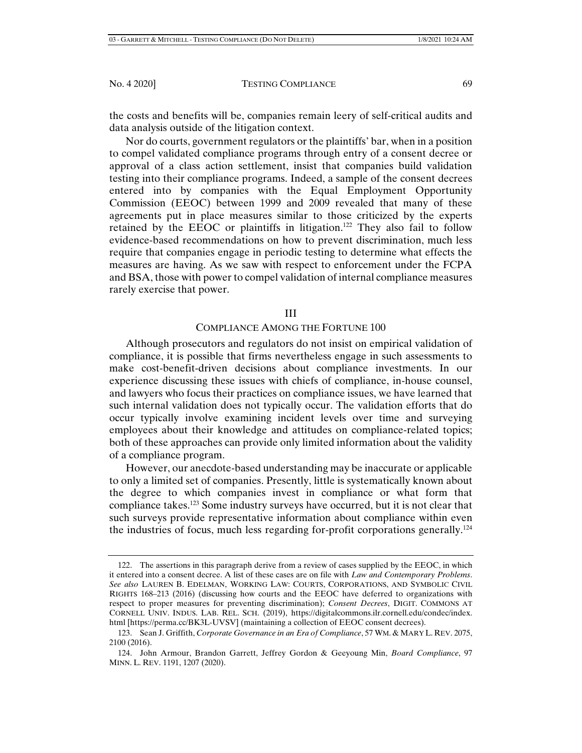the costs and benefits will be, companies remain leery of self-critical audits and data analysis outside of the litigation context.

Nor do courts, government regulators or the plaintiffs' bar, when in a position to compel validated compliance programs through entry of a consent decree or approval of a class action settlement, insist that companies build validation testing into their compliance programs. Indeed, a sample of the consent decrees entered into by companies with the Equal Employment Opportunity Commission (EEOC) between 1999 and 2009 revealed that many of these agreements put in place measures similar to those criticized by the experts retained by the EEOC or plaintiffs in litigation.[122] They also fail to follow evidence-based recommendations on how to prevent discrimination, much less require that companies engage in periodic testing to determine what effects the measures are having. As we saw with respect to enforcement under the FCPA and BSA, those with power to compel validation of internal compliance measures rarely exercise that power.

## III

## COMPLIANCE AMONG THE FORTUNE 100

Although prosecutors and regulators do not insist on empirical validation of compliance, it is possible that firms nevertheless engage in such assessments to make cost-benefit-driven decisions about compliance investments. In our experience discussing these issues with chiefs of compliance, in-house counsel, and lawyers who focus their practices on compliance issues, we have learned that such internal validation does not typically occur. The validation efforts that do occur typically involve examining incident levels over time and surveying employees about their knowledge and attitudes on compliance-related topics; both of these approaches can provide only limited information about the validity of a compliance program.

However, our anecdote-based understanding may be inaccurate or applicable to only a limited set of companies. Presently, little is systematically known about the degree to which companies invest in compliance or what form that compliance takes.[123] Some industry surveys have occurred, but it is not clear that such surveys provide representative information about compliance within even the industries of focus, much less regarding for-profit corporations generally.[124]

---

122. The assertions in this paragraph derive from a review of cases supplied by the EEOC, in which it entered into a consent decree. A list of these cases are on file with *Law and Contemporary Problems*. *See also* LAUREN B. EDELMAN, WORKING LAW: COURTS, CORPORATIONS, AND SYMBOLIC CIVIL RIGHTS 168–213 (2016) (discussing how courts and the EEOC have deferred to organizations with respect to proper measures for preventing discrimination); *Consent Decrees*, DIGIT. COMMONS AT CORNELL UNIV. INDUS. LAB. REL. SCH. (2019), https://digitalcommons.ilr.cornell.edu/condec/index.html [https://perma.cc/BK3L-UVSV] (maintaining a collection of EEOC consent decrees).

123. Sean J. Griffith, *Corporate Governance in an Era of Compliance*, 57 WM. & MARY L. REV. 2075, 2100 (2016).

124. John Armour, Brandon Garrett, Jeffrey Gordon & Geeyoung Min, *Board Compliance*, 97 MINN. L. REV. 1191, 1207 (2020).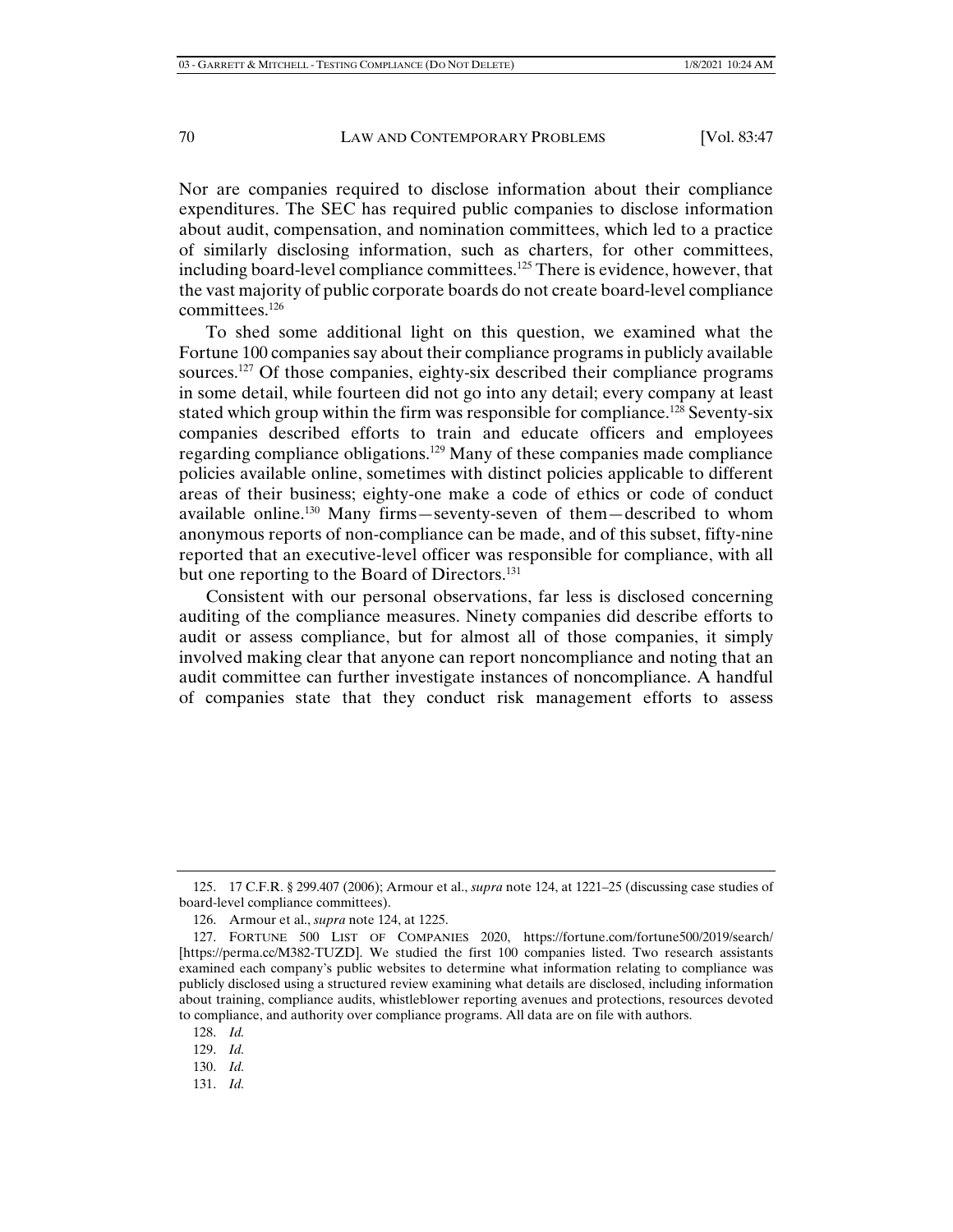Nor are companies required to disclose information about their compliance expenditures. The SEC has required public companies to disclose information about audit, compensation, and nomination committees, which led to a practice of similarly disclosing information, such as charters, for other committees, including board-level compliance committees.[125] There is evidence, however, that the vast majority of public corporate boards do not create board-level compliance committees.[126]

To shed some additional light on this question, we examined what the Fortune 100 companies say about their compliance programs in publicly available sources.[127] Of those companies, eighty-six described their compliance programs in some detail, while fourteen did not go into any detail; every company at least stated which group within the firm was responsible for compliance.[128] Seventy-six companies described efforts to train and educate officers and employees regarding compliance obligations.[129] Many of these companies made compliance policies available online, sometimes with distinct policies applicable to different areas of their business; eighty-one make a code of ethics or code of conduct available online.[130] Many firms—seventy-seven of them—described to whom anonymous reports of non-compliance can be made, and of this subset, fifty-nine reported that an executive-level officer was responsible for compliance, with all but one reporting to the Board of Directors.[131]

Consistent with our personal observations, far less is disclosed concerning auditing of the compliance measures. Ninety companies did describe efforts to audit or assess compliance, but for almost all of those companies, it simply involved making clear that anyone can report noncompliance and noting that an audit committee can further investigate instances of noncompliance. A handful of companies state that they conduct risk management efforts to assess

---

125. 17 C.F.R. § 299.407 (2006); Armour et al., *supra* note 124, at 1221–25 (discussing case studies of board-level compliance committees).

126. Armour et al., *supra* note 124, at 1225.

127. FORTUNE 500 LIST OF COMPANIES 2020, https://fortune.com/fortune500/2019/search/ [https://perma.cc/M382-TUZD]. We studied the first 100 companies listed. Two research assistants examined each company's public websites to determine what information relating to compliance was publicly disclosed using a structured review examining what details are disclosed, including information about training, compliance audits, whistleblower reporting avenues and protections, resources devoted to compliance, and authority over compliance programs. All data are on file with authors.

128. *Id.*

129. *Id.*

130. *Id.*

131. *Id.*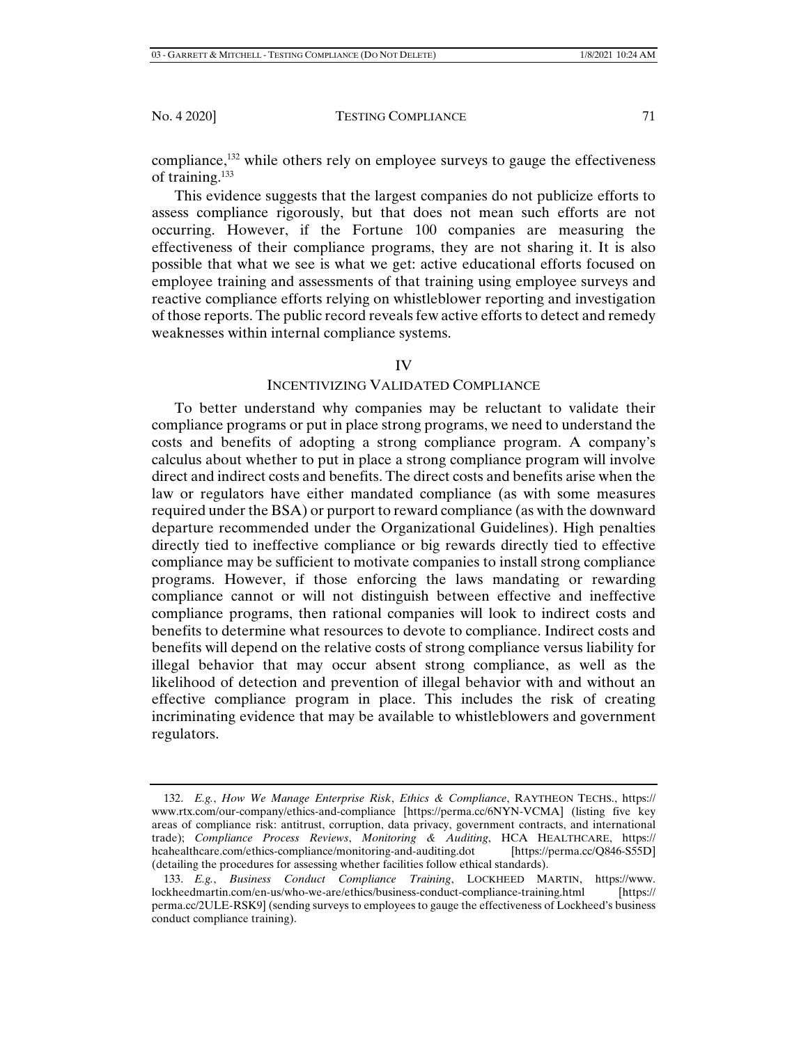compliance,[132] while others rely on employee surveys to gauge the effectiveness of training.[133]

This evidence suggests that the largest companies do not publicize efforts to assess compliance rigorously, but that does not mean such efforts are not occurring. However, if the Fortune 100 companies are measuring the effectiveness of their compliance programs, they are not sharing it. It is also possible that what we see is what we get: active educational efforts focused on employee training and assessments of that training using employee surveys and reactive compliance efforts relying on whistleblower reporting and investigation of those reports. The public record reveals few active efforts to detect and remedy weaknesses within internal compliance systems.

## IV

## INCENTIVIZING VALIDATED COMPLIANCE

To better understand why companies may be reluctant to validate their compliance programs or put in place strong programs, we need to understand the costs and benefits of adopting a strong compliance program. A company's calculus about whether to put in place a strong compliance program will involve direct and indirect costs and benefits. The direct costs and benefits arise when the law or regulators have either mandated compliance (as with some measures required under the BSA) or purport to reward compliance (as with the downward departure recommended under the Organizational Guidelines). High penalties directly tied to ineffective compliance or big rewards directly tied to effective compliance may be sufficient to motivate companies to install strong compliance programs. However, if those enforcing the laws mandating or rewarding compliance cannot or will not distinguish between effective and ineffective compliance programs, then rational companies will look to indirect costs and benefits to determine what resources to devote to compliance. Indirect costs and benefits will depend on the relative costs of strong compliance versus liability for illegal behavior that may occur absent strong compliance, as well as the likelihood of detection and prevention of illegal behavior with and without an effective compliance program in place. This includes the risk of creating incriminating evidence that may be available to whistleblowers and government regulators.

---

132. *E.g.*, *How We Manage Enterprise Risk*, *Ethics & Compliance*, RAYTHEON TECHS., https://www.rtx.com/our-company/ethics-and-compliance [https://perma.cc/6NYN-VCMA] (listing five key areas of compliance risk: antitrust, corruption, data privacy, government contracts, and international trade); *Compliance Process Reviews*, *Monitoring & Auditing*, HCA HEALTHCARE, https://hcahealthcare.com/ethics-compliance/monitoring-and-auditing.dot [https://perma.cc/Q846-S55D] (detailing the procedures for assessing whether facilities follow ethical standards).

133. *E.g.*, *Business Conduct Compliance Training*, LOCKHEED MARTIN, https://www.lockheedmartin.com/en-us/who-we-are/ethics/business-conduct-compliance-training.html [https://perma.cc/2ULE-RSK9] (sending surveys to employees to gauge the effectiveness of Lockheed's business conduct compliance training).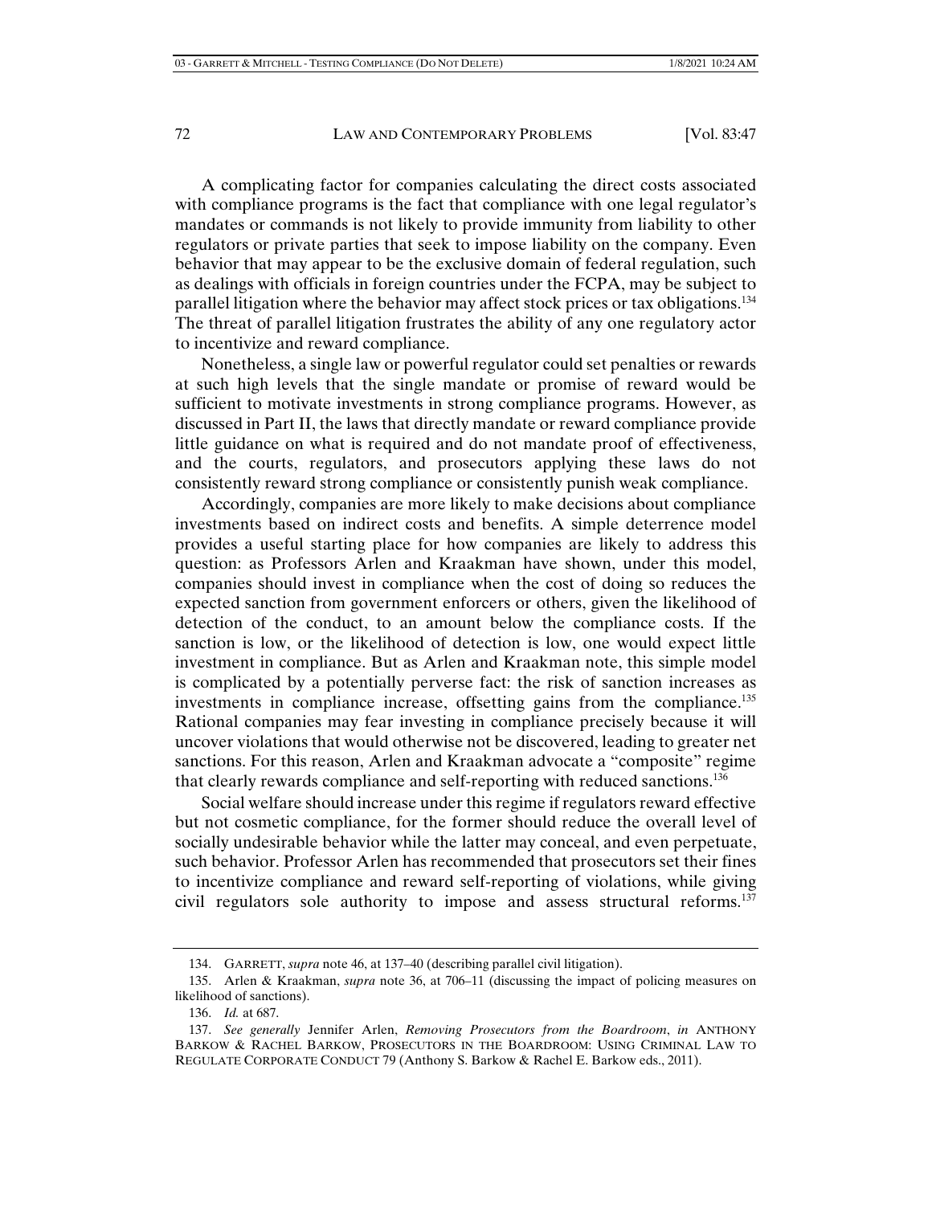A complicating factor for companies calculating the direct costs associated with compliance programs is the fact that compliance with one legal regulator's mandates or commands is not likely to provide immunity from liability to other regulators or private parties that seek to impose liability on the company. Even behavior that may appear to be the exclusive domain of federal regulation, such as dealings with officials in foreign countries under the FCPA, may be subject to parallel litigation where the behavior may affect stock prices or tax obligations.[134] The threat of parallel litigation frustrates the ability of any one regulatory actor to incentivize and reward compliance.

Nonetheless, a single law or powerful regulator could set penalties or rewards at such high levels that the single mandate or promise of reward would be sufficient to motivate investments in strong compliance programs. However, as discussed in Part II, the laws that directly mandate or reward compliance provide little guidance on what is required and do not mandate proof of effectiveness, and the courts, regulators, and prosecutors applying these laws do not consistently reward strong compliance or consistently punish weak compliance.

Accordingly, companies are more likely to make decisions about compliance investments based on indirect costs and benefits. A simple deterrence model provides a useful starting place for how companies are likely to address this question: as Professors Arlen and Kraakman have shown, under this model, companies should invest in compliance when the cost of doing so reduces the expected sanction from government enforcers or others, given the likelihood of detection of the conduct, to an amount below the compliance costs. If the sanction is low, or the likelihood of detection is low, one would expect little investment in compliance. But as Arlen and Kraakman note, this simple model is complicated by a potentially perverse fact: the risk of sanction increases as investments in compliance increase, offsetting gains from the compliance.[135] Rational companies may fear investing in compliance precisely because it will uncover violations that would otherwise not be discovered, leading to greater net sanctions. For this reason, Arlen and Kraakman advocate a "composite" regime that clearly rewards compliance and self-reporting with reduced sanctions.[136]

Social welfare should increase under this regime if regulators reward effective but not cosmetic compliance, for the former should reduce the overall level of socially undesirable behavior while the latter may conceal, and even perpetuate, such behavior. Professor Arlen has recommended that prosecutors set their fines to incentivize compliance and reward self-reporting of violations, while giving civil regulators sole authority to impose and assess structural reforms.[137]

---

134. GARRETT, *supra* note 46, at 137–40 (describing parallel civil litigation).

135. Arlen & Kraakman, *supra* note 36, at 706–11 (discussing the impact of policing measures on likelihood of sanctions).

136. *Id.* at 687.

137. *See generally* Jennifer Arlen, *Removing Prosecutors from the Boardroom*, *in* ANTHONY BARKOW & RACHEL BARKOW, PROSECUTORS IN THE BOARDROOM: USING CRIMINAL LAW TO REGULATE CORPORATE CONDUCT 79 (Anthony S. Barkow & Rachel E. Barkow eds., 2011).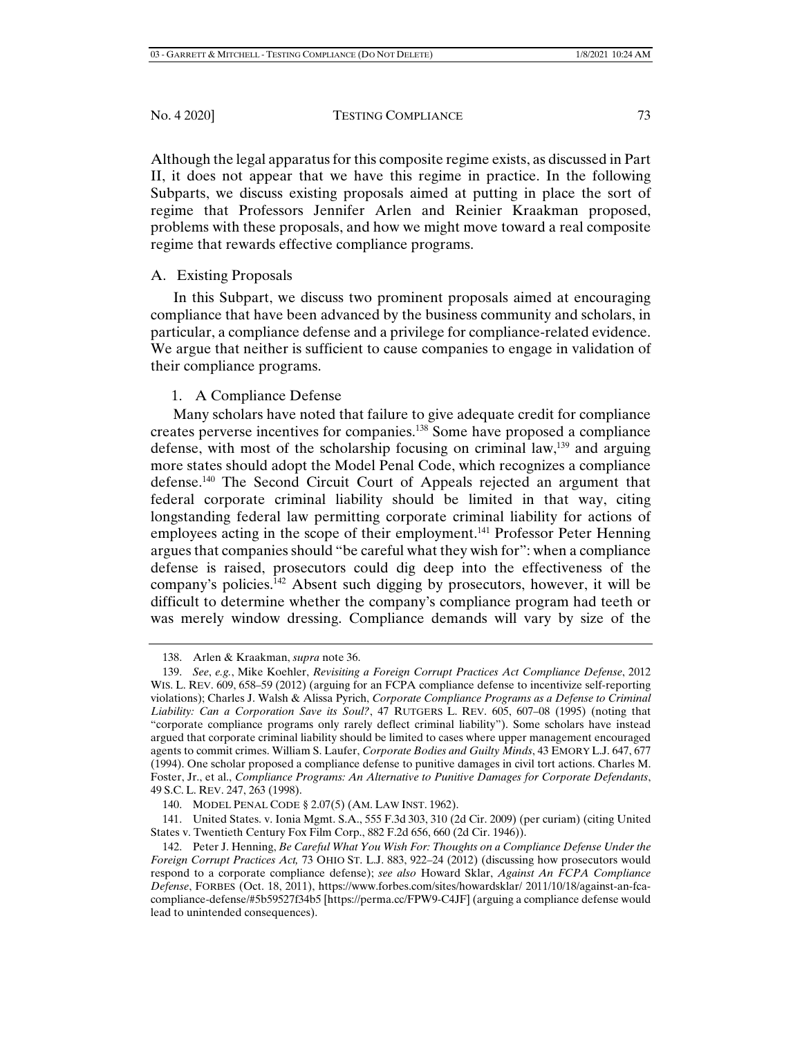Although the legal apparatus for this composite regime exists, as discussed in Part II, it does not appear that we have this regime in practice. In the following Subparts, we discuss existing proposals aimed at putting in place the sort of regime that Professors Jennifer Arlen and Reinier Kraakman proposed, problems with these proposals, and how we might move toward a real composite regime that rewards effective compliance programs.

### A. Existing Proposals

In this Subpart, we discuss two prominent proposals aimed at encouraging compliance that have been advanced by the business community and scholars, in particular, a compliance defense and a privilege for compliance-related evidence. We argue that neither is sufficient to cause companies to engage in validation of their compliance programs.

#### 1. A Compliance Defense

Many scholars have noted that failure to give adequate credit for compliance creates perverse incentives for companies.[138] Some have proposed a compliance defense, with most of the scholarship focusing on criminal law,[139] and arguing more states should adopt the Model Penal Code, which recognizes a compliance defense.[140] The Second Circuit Court of Appeals rejected an argument that federal corporate criminal liability should be limited in that way, citing longstanding federal law permitting corporate criminal liability for actions of employees acting in the scope of their employment.[141] Professor Peter Henning argues that companies should "be careful what they wish for": when a compliance defense is raised, prosecutors could dig deep into the effectiveness of the company's policies.[142] Absent such digging by prosecutors, however, it will be difficult to determine whether the company's compliance program had teeth or was merely window dressing. Compliance demands will vary by size of the

---

138. Arlen & Kraakman, *supra* note 36.

139. *See*, *e.g.*, Mike Koehler, *Revisiting a Foreign Corrupt Practices Act Compliance Defense*, 2012 WIS. L. REV. 609, 658–59 (2012) (arguing for an FCPA compliance defense to incentivize self-reporting violations); Charles J. Walsh & Alissa Pyrich, *Corporate Compliance Programs as a Defense to Criminal Liability: Can a Corporation Save its Soul?*, 47 RUTGERS L. REV. 605, 607–08 (1995) (noting that "corporate compliance programs only rarely deflect criminal liability"). Some scholars have instead argued that corporate criminal liability should be limited to cases where upper management encouraged agents to commit crimes. William S. Laufer, *Corporate Bodies and Guilty Minds*, 43 EMORY L.J. 647, 677 (1994). One scholar proposed a compliance defense to punitive damages in civil tort actions. Charles M. Foster, Jr., et al., *Compliance Programs: An Alternative to Punitive Damages for Corporate Defendants*, 49 S.C. L. REV. 247, 263 (1998).

140. MODEL PENAL CODE § 2.07(5) (AM. LAW INST. 1962).

141. United States. v. Ionia Mgmt. S.A., 555 F.3d 303, 310 (2d Cir. 2009) (per curiam) (citing United States v. Twentieth Century Fox Film Corp., 882 F.2d 656, 660 (2d Cir. 1946)).

142. Peter J. Henning, *Be Careful What You Wish For: Thoughts on a Compliance Defense Under the Foreign Corrupt Practices Act,* 73 OHIO ST. L.J. 883, 922–24 (2012) (discussing how prosecutors would respond to a corporate compliance defense); *see also* Howard Sklar, *Against An FCPA Compliance Defense*, FORBES (Oct. 18, 2011), https://www.forbes.com/sites/howardsklar/ 2011/10/18/against-an-fca-compliance-defense/#5b59527f34b5 [https://perma.cc/FPW9-C4JF] (arguing a compliance defense would lead to unintended consequences).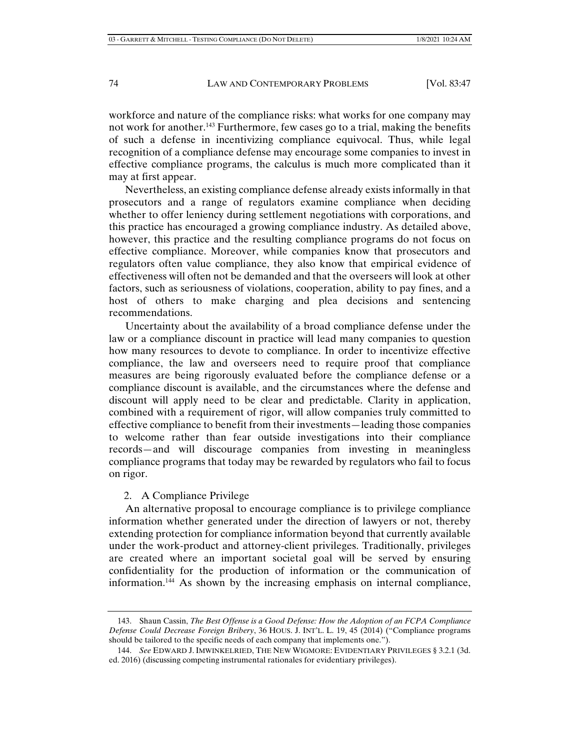workforce and nature of the compliance risks: what works for one company may not work for another.[143] Furthermore, few cases go to a trial, making the benefits of such a defense in incentivizing compliance equivocal. Thus, while legal recognition of a compliance defense may encourage some companies to invest in effective compliance programs, the calculus is much more complicated than it may at first appear.

Nevertheless, an existing compliance defense already exists informally in that prosecutors and a range of regulators examine compliance when deciding whether to offer leniency during settlement negotiations with corporations, and this practice has encouraged a growing compliance industry. As detailed above, however, this practice and the resulting compliance programs do not focus on effective compliance. Moreover, while companies know that prosecutors and regulators often value compliance, they also know that empirical evidence of effectiveness will often not be demanded and that the overseers will look at other factors, such as seriousness of violations, cooperation, ability to pay fines, and a host of others to make charging and plea decisions and sentencing recommendations.

Uncertainty about the availability of a broad compliance defense under the law or a compliance discount in practice will lead many companies to question how many resources to devote to compliance. In order to incentivize effective compliance, the law and overseers need to require proof that compliance measures are being rigorously evaluated before the compliance defense or a compliance discount is available, and the circumstances where the defense and discount will apply need to be clear and predictable. Clarity in application, combined with a requirement of rigor, will allow companies truly committed to effective compliance to benefit from their investments—leading those companies to welcome rather than fear outside investigations into their compliance records—and will discourage companies from investing in meaningless compliance programs that today may be rewarded by regulators who fail to focus on rigor.

### 2. A Compliance Privilege

An alternative proposal to encourage compliance is to privilege compliance information whether generated under the direction of lawyers or not, thereby extending protection for compliance information beyond that currently available under the work-product and attorney-client privileges. Traditionally, privileges are created where an important societal goal will be served by ensuring confidentiality for the production of information or the communication of information.[144] As shown by the increasing emphasis on internal compliance,

---

143. Shaun Cassin, *The Best Offense is a Good Defense: How the Adoption of an FCPA Compliance Defense Could Decrease Foreign Bribery*, 36 HOUS. J. INT'L. L. 19, 45 (2014) ("Compliance programs should be tailored to the specific needs of each company that implements one.").

144. *See* EDWARD J. IMWINKELRIED, THE NEW WIGMORE: EVIDENTIARY PRIVILEGES § 3.2.1 (3d. ed. 2016) (discussing competing instrumental rationales for evidentiary privileges).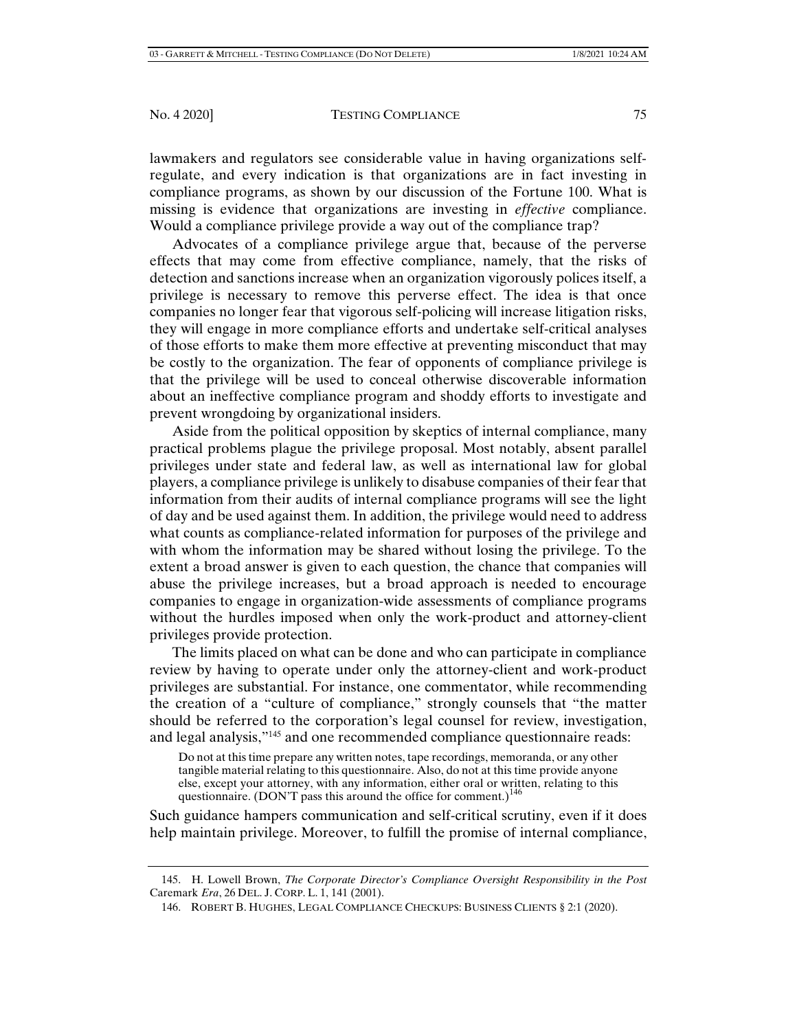lawmakers and regulators see considerable value in having organizations self-regulate, and every indication is that organizations are in fact investing in compliance programs, as shown by our discussion of the Fortune 100. What is missing is evidence that organizations are investing in *effective* compliance. Would a compliance privilege provide a way out of the compliance trap?

Advocates of a compliance privilege argue that, because of the perverse effects that may come from effective compliance, namely, that the risks of detection and sanctions increase when an organization vigorously polices itself, a privilege is necessary to remove this perverse effect. The idea is that once companies no longer fear that vigorous self-policing will increase litigation risks, they will engage in more compliance efforts and undertake self-critical analyses of those efforts to make them more effective at preventing misconduct that may be costly to the organization. The fear of opponents of compliance privilege is that the privilege will be used to conceal otherwise discoverable information about an ineffective compliance program and shoddy efforts to investigate and prevent wrongdoing by organizational insiders.

Aside from the political opposition by skeptics of internal compliance, many practical problems plague the privilege proposal. Most notably, absent parallel privileges under state and federal law, as well as international law for global players, a compliance privilege is unlikely to disabuse companies of their fear that information from their audits of internal compliance programs will see the light of day and be used against them. In addition, the privilege would need to address what counts as compliance-related information for purposes of the privilege and with whom the information may be shared without losing the privilege. To the extent a broad answer is given to each question, the chance that companies will abuse the privilege increases, but a broad approach is needed to encourage companies to engage in organization-wide assessments of compliance programs without the hurdles imposed when only the work-product and attorney-client privileges provide protection.

The limits placed on what can be done and who can participate in compliance review by having to operate under only the attorney-client and work-product privileges are substantial. For instance, one commentator, while recommending the creation of a "culture of compliance," strongly counsels that "the matter should be referred to the corporation's legal counsel for review, investigation, and legal analysis,"[145] and one recommended compliance questionnaire reads:

> Do not at this time prepare any written notes, tape recordings, memoranda, or any other tangible material relating to this questionnaire. Also, do not at this time provide anyone else, except your attorney, with any information, either oral or written, relating to this questionnaire. (DON'T pass this around the office for comment.)[146]

Such guidance hampers communication and self-critical scrutiny, even if it does help maintain privilege. Moreover, to fulfill the promise of internal compliance,

---

145. H. Lowell Brown, *The Corporate Director's Compliance Oversight Responsibility in the Post* Caremark *Era*, 26 DEL. J. CORP. L. 1, 141 (2001).

146. ROBERT B. HUGHES, LEGAL COMPLIANCE CHECKUPS: BUSINESS CLIENTS § 2:1 (2020).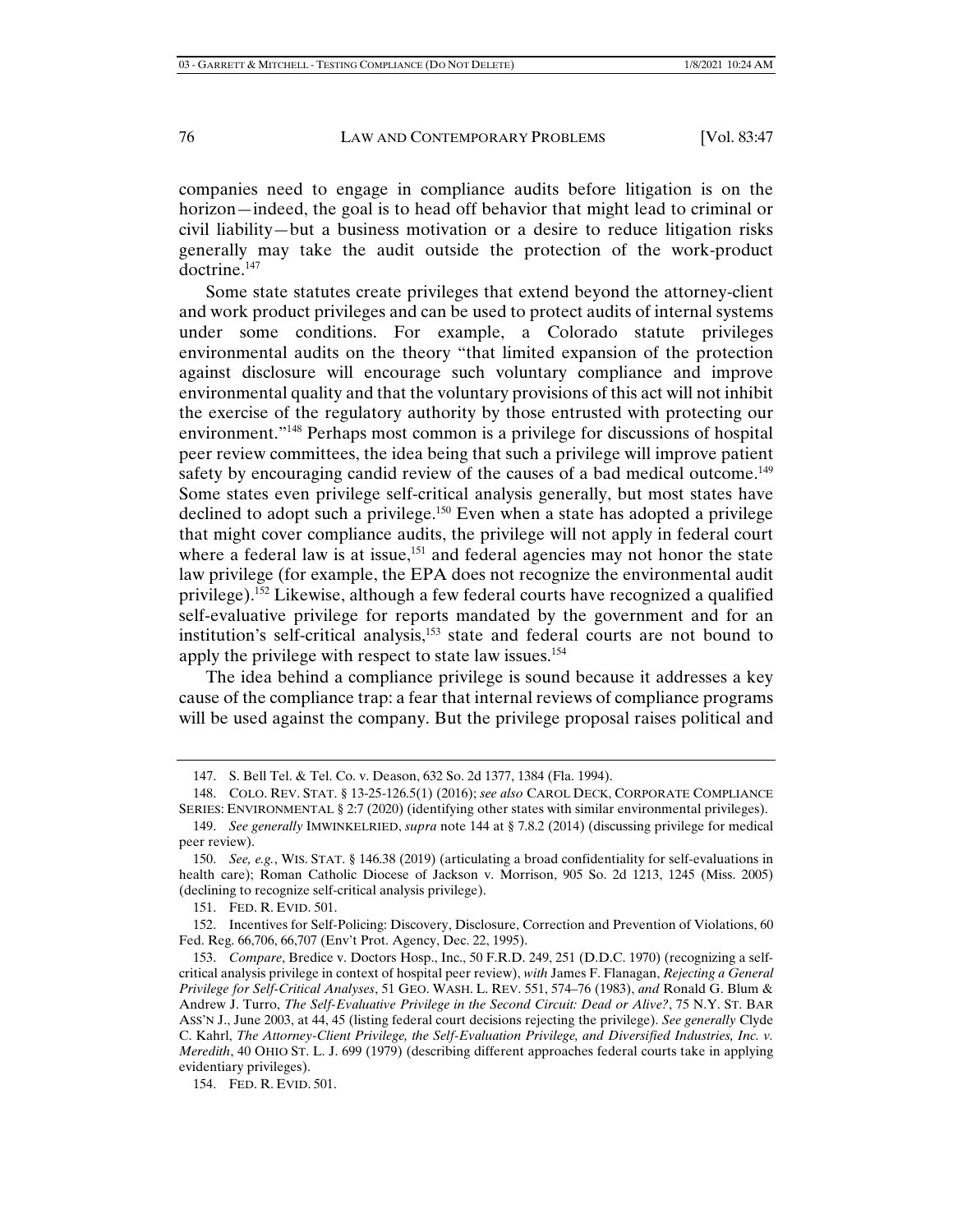companies need to engage in compliance audits before litigation is on the horizon—indeed, the goal is to head off behavior that might lead to criminal or civil liability—but a business motivation or a desire to reduce litigation risks generally may take the audit outside the protection of the work-product doctrine.[147]

Some state statutes create privileges that extend beyond the attorney-client and work product privileges and can be used to protect audits of internal systems under some conditions. For example, a Colorado statute privileges environmental audits on the theory "that limited expansion of the protection against disclosure will encourage such voluntary compliance and improve environmental quality and that the voluntary provisions of this act will not inhibit the exercise of the regulatory authority by those entrusted with protecting our environment."[148] Perhaps most common is a privilege for discussions of hospital peer review committees, the idea being that such a privilege will improve patient safety by encouraging candid review of the causes of a bad medical outcome.[149] Some states even privilege self-critical analysis generally, but most states have declined to adopt such a privilege.[150] Even when a state has adopted a privilege that might cover compliance audits, the privilege will not apply in federal court where a federal law is at issue,[151] and federal agencies may not honor the state law privilege (for example, the EPA does not recognize the environmental audit privilege).[152] Likewise, although a few federal courts have recognized a qualified self-evaluative privilege for reports mandated by the government and for an institution's self-critical analysis,[153] state and federal courts are not bound to apply the privilege with respect to state law issues.[154]

The idea behind a compliance privilege is sound because it addresses a key cause of the compliance trap: a fear that internal reviews of compliance programs will be used against the company. But the privilege proposal raises political and

---

147. S. Bell Tel. & Tel. Co. v. Deason, 632 So. 2d 1377, 1384 (Fla. 1994).

148. COLO. REV. STAT. § 13-25-126.5(1) (2016); *see also* CAROL DECK, CORPORATE COMPLIANCE SERIES: ENVIRONMENTAL § 2:7 (2020) (identifying other states with similar environmental privileges).

149. *See generally* IMWINKELRIED, *supra* note 144 at § 7.8.2 (2014) (discussing privilege for medical peer review).

150. *See, e.g.*, WIS. STAT. § 146.38 (2019) (articulating a broad confidentiality for self-evaluations in health care); Roman Catholic Diocese of Jackson v. Morrison, 905 So. 2d 1213, 1245 (Miss. 2005) (declining to recognize self-critical analysis privilege).

151. FED. R. EVID. 501.

152. Incentives for Self-Policing: Discovery, Disclosure, Correction and Prevention of Violations, 60 Fed. Reg. 66,706, 66,707 (Env't Prot. Agency, Dec. 22, 1995).

153. *Compare*, Bredice v. Doctors Hosp., Inc., 50 F.R.D. 249, 251 (D.D.C. 1970) (recognizing a self-critical analysis privilege in context of hospital peer review), *with* James F. Flanagan, *Rejecting a General Privilege for Self-Critical Analyses*, 51 GEO. WASH. L. REV. 551, 574–76 (1983), *and* Ronald G. Blum & Andrew J. Turro, *The Self-Evaluative Privilege in the Second Circuit: Dead or Alive?*, 75 N.Y. ST. BAR ASS'N J., June 2003, at 44, 45 (listing federal court decisions rejecting the privilege). *See generally* Clyde C. Kahrl, *The Attorney-Client Privilege, the Self-Evaluation Privilege, and Diversified Industries, Inc. v. Meredith*, 40 OHIO ST. L. J. 699 (1979) (describing different approaches federal courts take in applying evidentiary privileges).

154. FED. R. EVID. 501.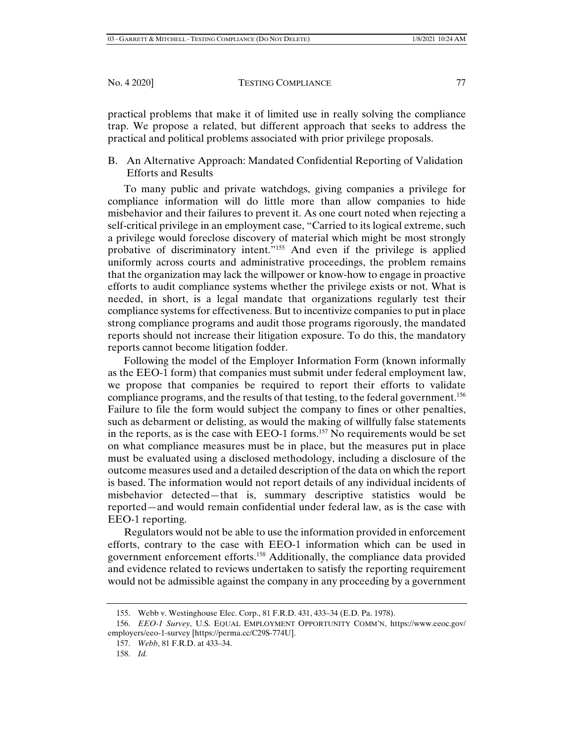practical problems that make it of limited use in really solving the compliance trap. We propose a related, but different approach that seeks to address the practical and political problems associated with prior privilege proposals.

## B. An Alternative Approach: Mandated Confidential Reporting of Validation Efforts and Results

To many public and private watchdogs, giving companies a privilege for compliance information will do little more than allow companies to hide misbehavior and their failures to prevent it. As one court noted when rejecting a self-critical privilege in an employment case, "Carried to its logical extreme, such a privilege would foreclose discovery of material which might be most strongly probative of discriminatory intent."[155] And even if the privilege is applied uniformly across courts and administrative proceedings, the problem remains that the organization may lack the willpower or know-how to engage in proactive efforts to audit compliance systems whether the privilege exists or not. What is needed, in short, is a legal mandate that organizations regularly test their compliance systems for effectiveness. But to incentivize companies to put in place strong compliance programs and audit those programs rigorously, the mandated reports should not increase their litigation exposure. To do this, the mandatory reports cannot become litigation fodder.

Following the model of the Employer Information Form (known informally as the EEO-1 form) that companies must submit under federal employment law, we propose that companies be required to report their efforts to validate compliance programs, and the results of that testing, to the federal government.[156] Failure to file the form would subject the company to fines or other penalties, such as debarment or delisting, as would the making of willfully false statements in the reports, as is the case with EEO-1 forms.[157] No requirements would be set on what compliance measures must be in place, but the measures put in place must be evaluated using a disclosed methodology, including a disclosure of the outcome measures used and a detailed description of the data on which the report is based. The information would not report details of any individual incidents of misbehavior detected—that is, summary descriptive statistics would be reported—and would remain confidential under federal law, as is the case with EEO-1 reporting.

Regulators would not be able to use the information provided in enforcement efforts, contrary to the case with EEO-1 information which can be used in government enforcement efforts.[158] Additionally, the compliance data provided and evidence related to reviews undertaken to satisfy the reporting requirement would not be admissible against the company in any proceeding by a government

155. Webb v. Westinghouse Elec. Corp., 81 F.R.D. 431, 433–34 (E.D. Pa. 1978).

156. *EEO-1 Survey*, U.S. EQUAL EMPLOYMENT OPPORTUNITY COMM'N, https://www.eeoc.gov/employers/eeo-1-survey [https://perma.cc/C29S-774U].

157. *Webb*, 81 F.R.D. at 433–34.

158. *Id.*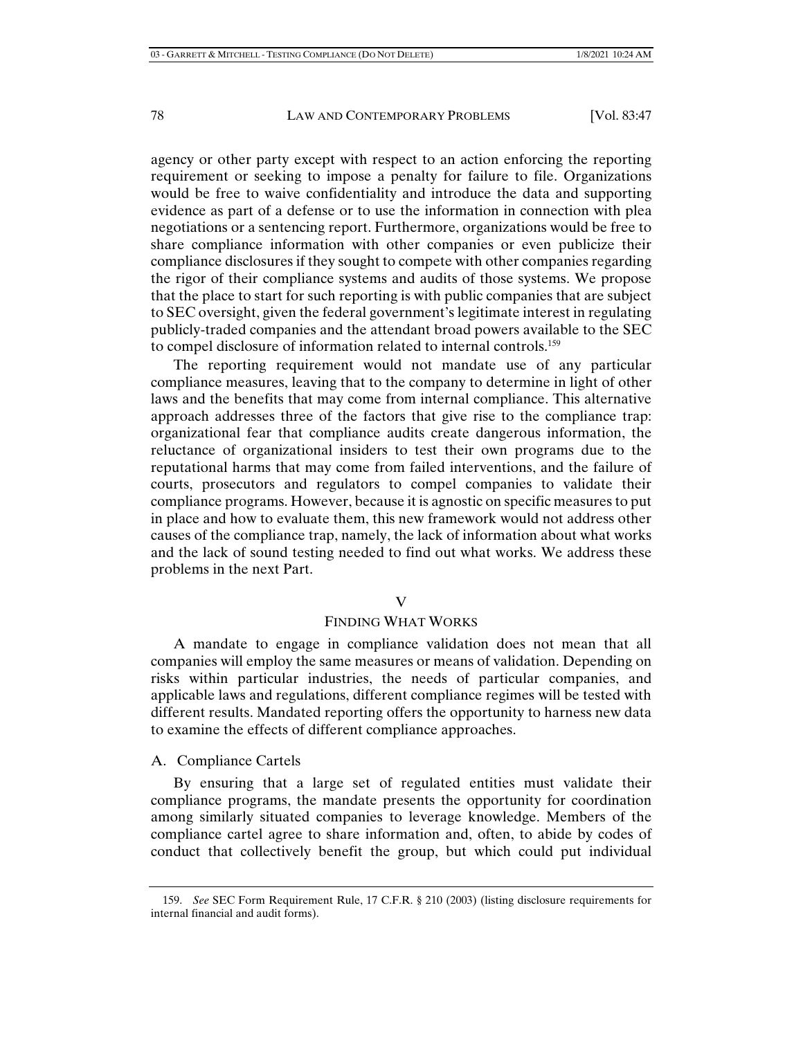agency or other party except with respect to an action enforcing the reporting requirement or seeking to impose a penalty for failure to file. Organizations would be free to waive confidentiality and introduce the data and supporting evidence as part of a defense or to use the information in connection with plea negotiations or a sentencing report. Furthermore, organizations would be free to share compliance information with other companies or even publicize their compliance disclosures if they sought to compete with other companies regarding the rigor of their compliance systems and audits of those systems. We propose that the place to start for such reporting is with public companies that are subject to SEC oversight, given the federal government's legitimate interest in regulating publicly-traded companies and the attendant broad powers available to the SEC to compel disclosure of information related to internal controls.[159]

The reporting requirement would not mandate use of any particular compliance measures, leaving that to the company to determine in light of other laws and the benefits that may come from internal compliance. This alternative approach addresses three of the factors that give rise to the compliance trap: organizational fear that compliance audits create dangerous information, the reluctance of organizational insiders to test their own programs due to the reputational harms that may come from failed interventions, and the failure of courts, prosecutors and regulators to compel companies to validate their compliance programs. However, because it is agnostic on specific measures to put in place and how to evaluate them, this new framework would not address other causes of the compliance trap, namely, the lack of information about what works and the lack of sound testing needed to find out what works. We address these problems in the next Part.

## V

## FINDING WHAT WORKS

A mandate to engage in compliance validation does not mean that all companies will employ the same measures or means of validation. Depending on risks within particular industries, the needs of particular companies, and applicable laws and regulations, different compliance regimes will be tested with different results. Mandated reporting offers the opportunity to harness new data to examine the effects of different compliance approaches.

### A. Compliance Cartels

By ensuring that a large set of regulated entities must validate their compliance programs, the mandate presents the opportunity for coordination among similarly situated companies to leverage knowledge. Members of the compliance cartel agree to share information and, often, to abide by codes of conduct that collectively benefit the group, but which could put individual

---

159. *See* SEC Form Requirement Rule, 17 C.F.R. § 210 (2003) (listing disclosure requirements for internal financial and audit forms).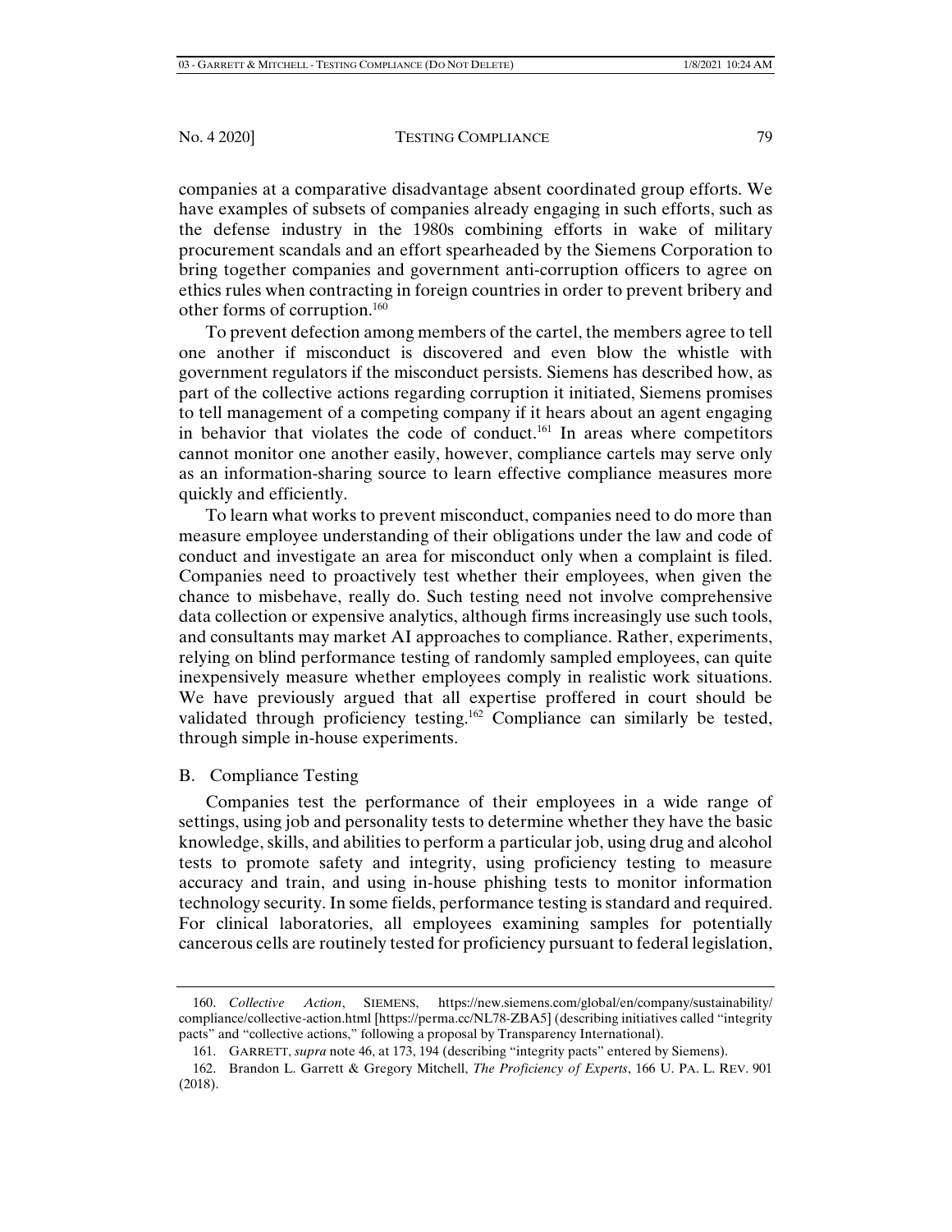companies at a comparative disadvantage absent coordinated group efforts. We have examples of subsets of companies already engaging in such efforts, such as the defense industry in the 1980s combining efforts in wake of military procurement scandals and an effort spearheaded by the Siemens Corporation to bring together companies and government anti-corruption officers to agree on ethics rules when contracting in foreign countries in order to prevent bribery and other forms of corruption.[160]

To prevent defection among members of the cartel, the members agree to tell one another if misconduct is discovered and even blow the whistle with government regulators if the misconduct persists. Siemens has described how, as part of the collective actions regarding corruption it initiated, Siemens promises to tell management of a competing company if it hears about an agent engaging in behavior that violates the code of conduct.[161] In areas where competitors cannot monitor one another easily, however, compliance cartels may serve only as an information-sharing source to learn effective compliance measures more quickly and efficiently.

To learn what works to prevent misconduct, companies need to do more than measure employee understanding of their obligations under the law and code of conduct and investigate an area for misconduct only when a complaint is filed. Companies need to proactively test whether their employees, when given the chance to misbehave, really do. Such testing need not involve comprehensive data collection or expensive analytics, although firms increasingly use such tools, and consultants may market AI approaches to compliance. Rather, experiments, relying on blind performance testing of randomly sampled employees, can quite inexpensively measure whether employees comply in realistic work situations. We have previously argued that all expertise proffered in court should be validated through proficiency testing.[162] Compliance can similarly be tested, through simple in-house experiments.

## B. Compliance Testing

Companies test the performance of their employees in a wide range of settings, using job and personality tests to determine whether they have the basic knowledge, skills, and abilities to perform a particular job, using drug and alcohol tests to promote safety and integrity, using proficiency testing to measure accuracy and train, and using in-house phishing tests to monitor information technology security. In some fields, performance testing is standard and required. For clinical laboratories, all employees examining samples for potentially cancerous cells are routinely tested for proficiency pursuant to federal legislation,

---

160. *Collective Action*, SIEMENS, https://new.siemens.com/global/en/company/sustainability/compliance/collective-action.html [https://perma.cc/NL78-ZBA5] (describing initiatives called "integrity pacts" and "collective actions," following a proposal by Transparency International).

161. GARRETT, *supra* note 46, at 173, 194 (describing "integrity pacts" entered by Siemens).

162. Brandon L. Garrett & Gregory Mitchell, *The Proficiency of Experts*, 166 U. PA. L. REV. 901 (2018).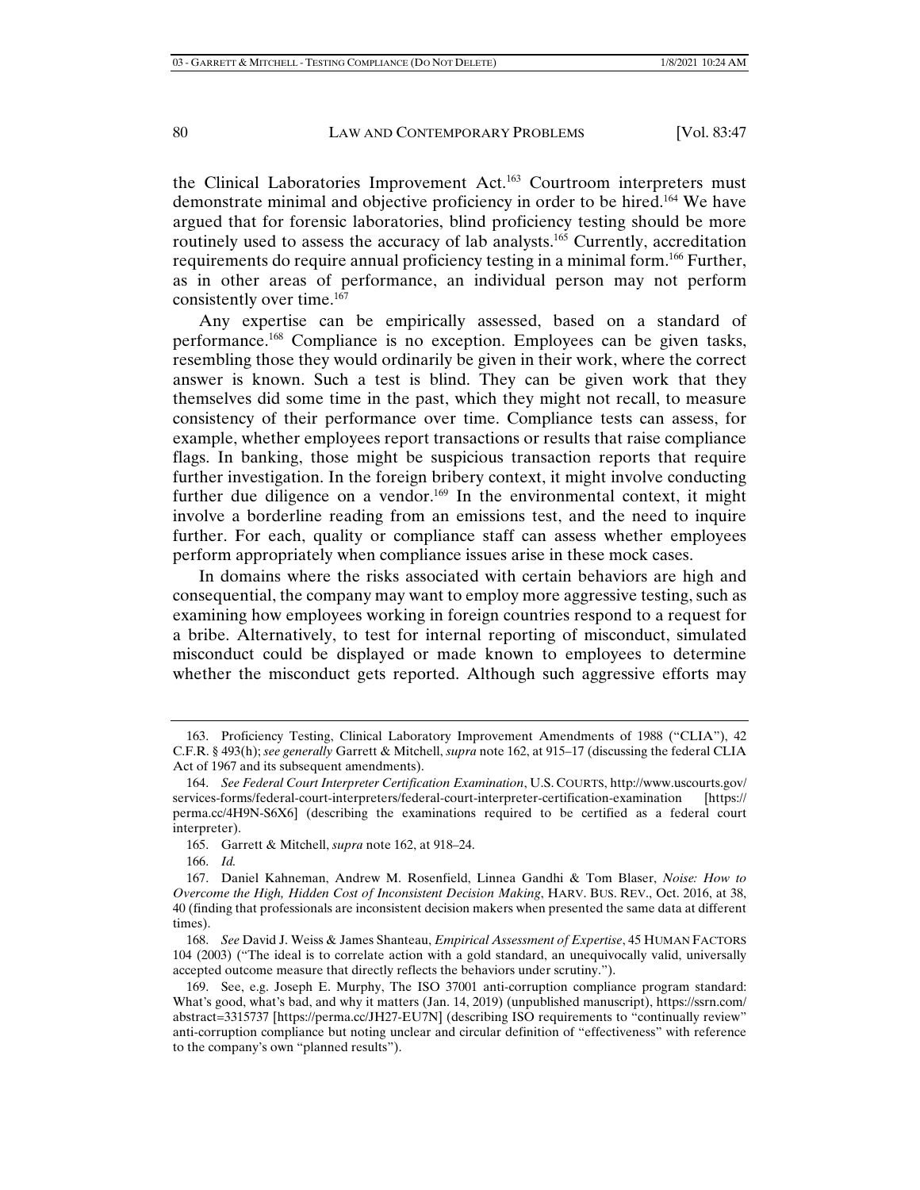the Clinical Laboratories Improvement Act.[163] Courtroom interpreters must demonstrate minimal and objective proficiency in order to be hired.[164] We have argued that for forensic laboratories, blind proficiency testing should be more routinely used to assess the accuracy of lab analysts.[165] Currently, accreditation requirements do require annual proficiency testing in a minimal form.[166] Further, as in other areas of performance, an individual person may not perform consistently over time.[167]

Any expertise can be empirically assessed, based on a standard of performance.[168] Compliance is no exception. Employees can be given tasks, resembling those they would ordinarily be given in their work, where the correct answer is known. Such a test is blind. They can be given work that they themselves did some time in the past, which they might not recall, to measure consistency of their performance over time. Compliance tests can assess, for example, whether employees report transactions or results that raise compliance flags. In banking, those might be suspicious transaction reports that require further investigation. In the foreign bribery context, it might involve conducting further due diligence on a vendor.[169] In the environmental context, it might involve a borderline reading from an emissions test, and the need to inquire further. For each, quality or compliance staff can assess whether employees perform appropriately when compliance issues arise in these mock cases.

In domains where the risks associated with certain behaviors are high and consequential, the company may want to employ more aggressive testing, such as examining how employees working in foreign countries respond to a request for a bribe. Alternatively, to test for internal reporting of misconduct, simulated misconduct could be displayed or made known to employees to determine whether the misconduct gets reported. Although such aggressive efforts may

---

163. Proficiency Testing, Clinical Laboratory Improvement Amendments of 1988 ("CLIA"), 42 C.F.R. § 493(h); *see generally* Garrett & Mitchell, *supra* note 162, at 915–17 (discussing the federal CLIA Act of 1967 and its subsequent amendments).

164. *See Federal Court Interpreter Certification Examination*, U.S. COURTS, http://www.uscourts.gov/services-forms/federal-court-interpreters/federal-court-interpreter-certification-examination [https://perma.cc/4H9N-S6X6] (describing the examinations required to be certified as a federal court interpreter).

165. Garrett & Mitchell, *supra* note 162, at 918–24.

166. *Id.*

167. Daniel Kahneman, Andrew M. Rosenfield, Linnea Gandhi & Tom Blaser, *Noise: How to Overcome the High, Hidden Cost of Inconsistent Decision Making*, HARV. BUS. REV., Oct. 2016, at 38, 40 (finding that professionals are inconsistent decision makers when presented the same data at different times).

168. *See* David J. Weiss & James Shanteau, *Empirical Assessment of Expertise*, 45 HUMAN FACTORS 104 (2003) ("The ideal is to correlate action with a gold standard, an unequivocally valid, universally accepted outcome measure that directly reflects the behaviors under scrutiny.").

169. See, e.g. Joseph E. Murphy, The ISO 37001 anti-corruption compliance program standard: What's good, what's bad, and why it matters (Jan. 14, 2019) (unpublished manuscript), https://ssrn.com/abstract=3315737 [https://perma.cc/JH27-EU7N] (describing ISO requirements to "continually review" anti-corruption compliance but noting unclear and circular definition of "effectiveness" with reference to the company's own "planned results").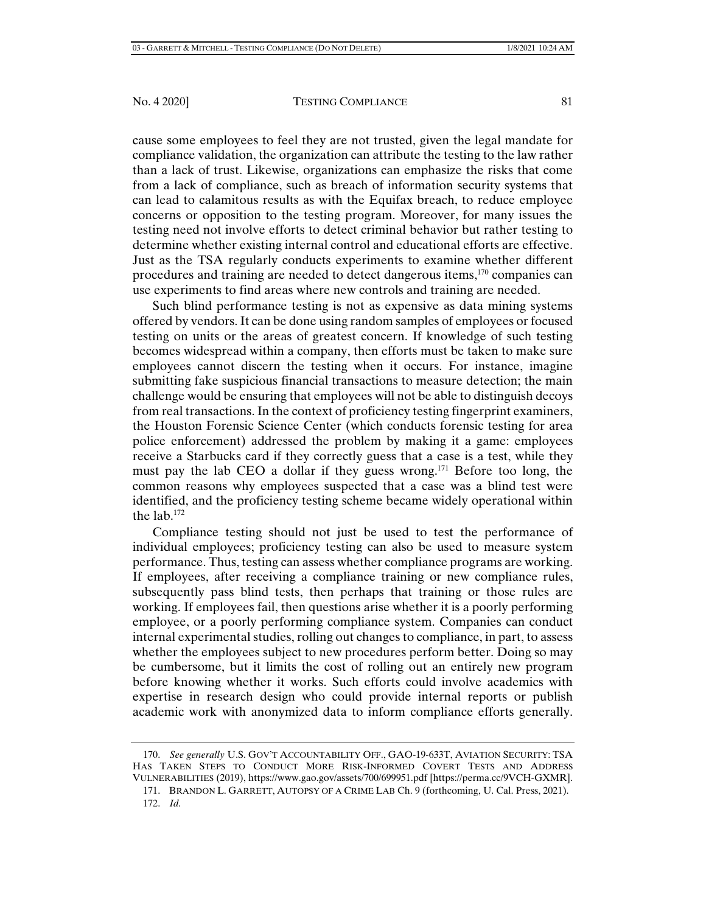cause some employees to feel they are not trusted, given the legal mandate for compliance validation, the organization can attribute the testing to the law rather than a lack of trust. Likewise, organizations can emphasize the risks that come from a lack of compliance, such as breach of information security systems that can lead to calamitous results as with the Equifax breach, to reduce employee concerns or opposition to the testing program. Moreover, for many issues the testing need not involve efforts to detect criminal behavior but rather testing to determine whether existing internal control and educational efforts are effective. Just as the TSA regularly conducts experiments to examine whether different procedures and training are needed to detect dangerous items,[170] companies can use experiments to find areas where new controls and training are needed.

Such blind performance testing is not as expensive as data mining systems offered by vendors. It can be done using random samples of employees or focused testing on units or the areas of greatest concern. If knowledge of such testing becomes widespread within a company, then efforts must be taken to make sure employees cannot discern the testing when it occurs. For instance, imagine submitting fake suspicious financial transactions to measure detection; the main challenge would be ensuring that employees will not be able to distinguish decoys from real transactions. In the context of proficiency testing fingerprint examiners, the Houston Forensic Science Center (which conducts forensic testing for area police enforcement) addressed the problem by making it a game: employees receive a Starbucks card if they correctly guess that a case is a test, while they must pay the lab CEO a dollar if they guess wrong.[171] Before too long, the common reasons why employees suspected that a case was a blind test were identified, and the proficiency testing scheme became widely operational within the lab.[172]

Compliance testing should not just be used to test the performance of individual employees; proficiency testing can also be used to measure system performance. Thus, testing can assess whether compliance programs are working. If employees, after receiving a compliance training or new compliance rules, subsequently pass blind tests, then perhaps that training or those rules are working. If employees fail, then questions arise whether it is a poorly performing employee, or a poorly performing compliance system. Companies can conduct internal experimental studies, rolling out changes to compliance, in part, to assess whether the employees subject to new procedures perform better. Doing so may be cumbersome, but it limits the cost of rolling out an entirely new program before knowing whether it works. Such efforts could involve academics with expertise in research design who could provide internal reports or publish academic work with anonymized data to inform compliance efforts generally.

---

170. *See generally* U.S. GOV'T ACCOUNTABILITY OFF., GAO-19-633T, AVIATION SECURITY: TSA HAS TAKEN STEPS TO CONDUCT MORE RISK-INFORMED COVERT TESTS AND ADDRESS VULNERABILITIES (2019), https://www.gao.gov/assets/700/699951.pdf [https://perma.cc/9VCH-GXMR].

171. BRANDON L. GARRETT, AUTOPSY OF A CRIME LAB Ch. 9 (forthcoming, U. Cal. Press, 2021).

172. *Id.*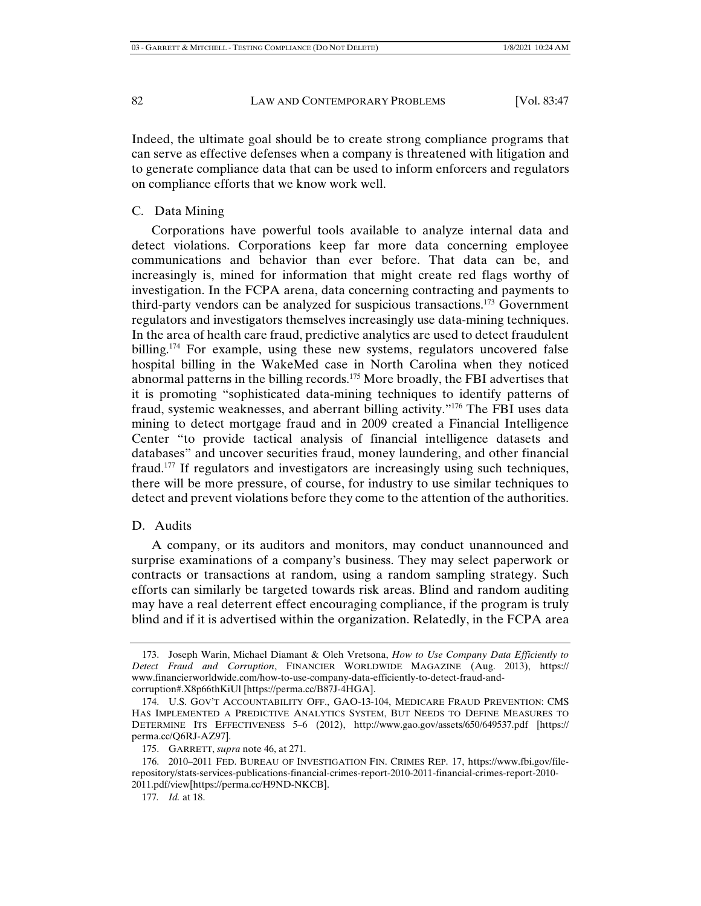Indeed, the ultimate goal should be to create strong compliance programs that can serve as effective defenses when a company is threatened with litigation and to generate compliance data that can be used to inform enforcers and regulators on compliance efforts that we know work well.

### C. Data Mining

Corporations have powerful tools available to analyze internal data and detect violations. Corporations keep far more data concerning employee communications and behavior than ever before. That data can be, and increasingly is, mined for information that might create red flags worthy of investigation. In the FCPA arena, data concerning contracting and payments to third-party vendors can be analyzed for suspicious transactions.[173] Government regulators and investigators themselves increasingly use data-mining techniques. In the area of health care fraud, predictive analytics are used to detect fraudulent billing.[174] For example, using these new systems, regulators uncovered false hospital billing in the WakeMed case in North Carolina when they noticed abnormal patterns in the billing records.[175] More broadly, the FBI advertises that it is promoting "sophisticated data-mining techniques to identify patterns of fraud, systemic weaknesses, and aberrant billing activity."[176] The FBI uses data mining to detect mortgage fraud and in 2009 created a Financial Intelligence Center "to provide tactical analysis of financial intelligence datasets and databases" and uncover securities fraud, money laundering, and other financial fraud.[177] If regulators and investigators are increasingly using such techniques, there will be more pressure, of course, for industry to use similar techniques to detect and prevent violations before they come to the attention of the authorities.

### D. Audits

A company, or its auditors and monitors, may conduct unannounced and surprise examinations of a company's business. They may select paperwork or contracts or transactions at random, using a random sampling strategy. Such efforts can similarly be targeted towards risk areas. Blind and random auditing may have a real deterrent effect encouraging compliance, if the program is truly blind and if it is advertised within the organization. Relatedly, in the FCPA area

---

173. Joseph Warin, Michael Diamant & Oleh Vretsona, *How to Use Company Data Efficiently to Detect Fraud and Corruption*, FINANCIER WORLDWIDE MAGAZINE (Aug. 2013), https://www.financierworldwide.com/how-to-use-company-data-efficiently-to-detect-fraud-and-corruption#.X8p66thKiUl [https://perma.cc/B87J-4HGA].

174. U.S. GOV'T ACCOUNTABILITY OFF., GAO-13-104, MEDICARE FRAUD PREVENTION: CMS HAS IMPLEMENTED A PREDICTIVE ANALYTICS SYSTEM, BUT NEEDS TO DEFINE MEASURES TO DETERMINE ITS EFFECTIVENESS 5–6 (2012), http://www.gao.gov/assets/650/649537.pdf [https://perma.cc/Q6RJ-AZ97].

175. GARRETT, *supra* note 46, at 271.

176. 2010–2011 FED. BUREAU OF INVESTIGATION FIN. CRIMES REP. 17, https://www.fbi.gov/file-repository/stats-services-publications-financial-crimes-report-2010-2011-financial-crimes-report-2010-2011.pdf/view[https://perma.cc/H9ND-NKCB].

177. *Id.* at 18.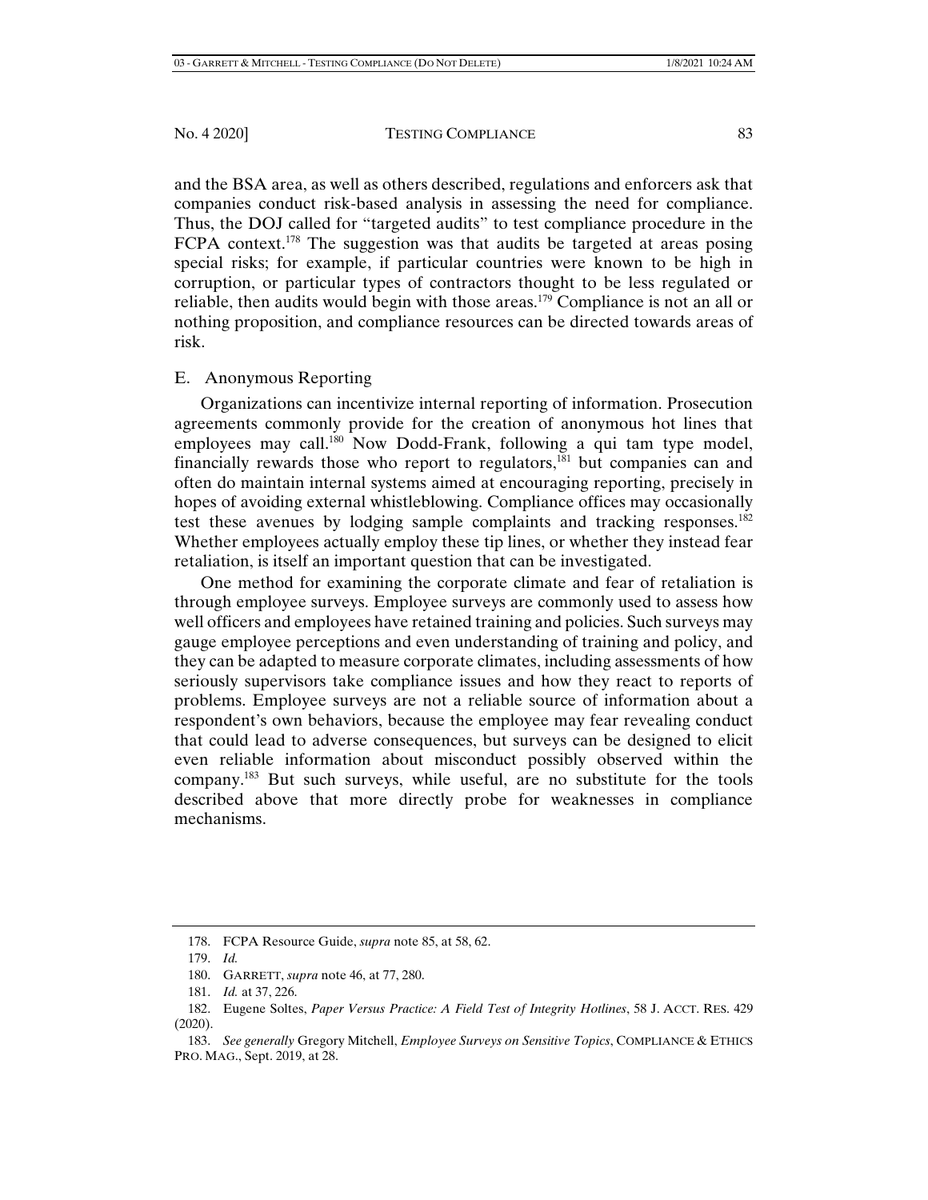and the BSA area, as well as others described, regulations and enforcers ask that companies conduct risk-based analysis in assessing the need for compliance. Thus, the DOJ called for "targeted audits" to test compliance procedure in the FCPA context.[178] The suggestion was that audits be targeted at areas posing special risks; for example, if particular countries were known to be high in corruption, or particular types of contractors thought to be less regulated or reliable, then audits would begin with those areas.[179] Compliance is not an all or nothing proposition, and compliance resources can be directed towards areas of risk.

## E. Anonymous Reporting

Organizations can incentivize internal reporting of information. Prosecution agreements commonly provide for the creation of anonymous hot lines that employees may call.[180] Now Dodd-Frank, following a qui tam type model, financially rewards those who report to regulators,[181] but companies can and often do maintain internal systems aimed at encouraging reporting, precisely in hopes of avoiding external whistleblowing. Compliance offices may occasionally test these avenues by lodging sample complaints and tracking responses.[182] Whether employees actually employ these tip lines, or whether they instead fear retaliation, is itself an important question that can be investigated.

One method for examining the corporate climate and fear of retaliation is through employee surveys. Employee surveys are commonly used to assess how well officers and employees have retained training and policies. Such surveys may gauge employee perceptions and even understanding of training and policy, and they can be adapted to measure corporate climates, including assessments of how seriously supervisors take compliance issues and how they react to reports of problems. Employee surveys are not a reliable source of information about a respondent's own behaviors, because the employee may fear revealing conduct that could lead to adverse consequences, but surveys can be designed to elicit even reliable information about misconduct possibly observed within the company.[183] But such surveys, while useful, are no substitute for the tools described above that more directly probe for weaknesses in compliance mechanisms.

---

178. FCPA Resource Guide, *supra* note 85, at 58, 62.

179. *Id.*

180. GARRETT, *supra* note 46, at 77, 280.

181. *Id.* at 37, 226.

182. Eugene Soltes, *Paper Versus Practice: A Field Test of Integrity Hotlines*, 58 J. ACCT. RES. 429 (2020).

183. *See generally* Gregory Mitchell, *Employee Surveys on Sensitive Topics*, COMPLIANCE & ETHICS PRO. MAG., Sept. 2019, at 28.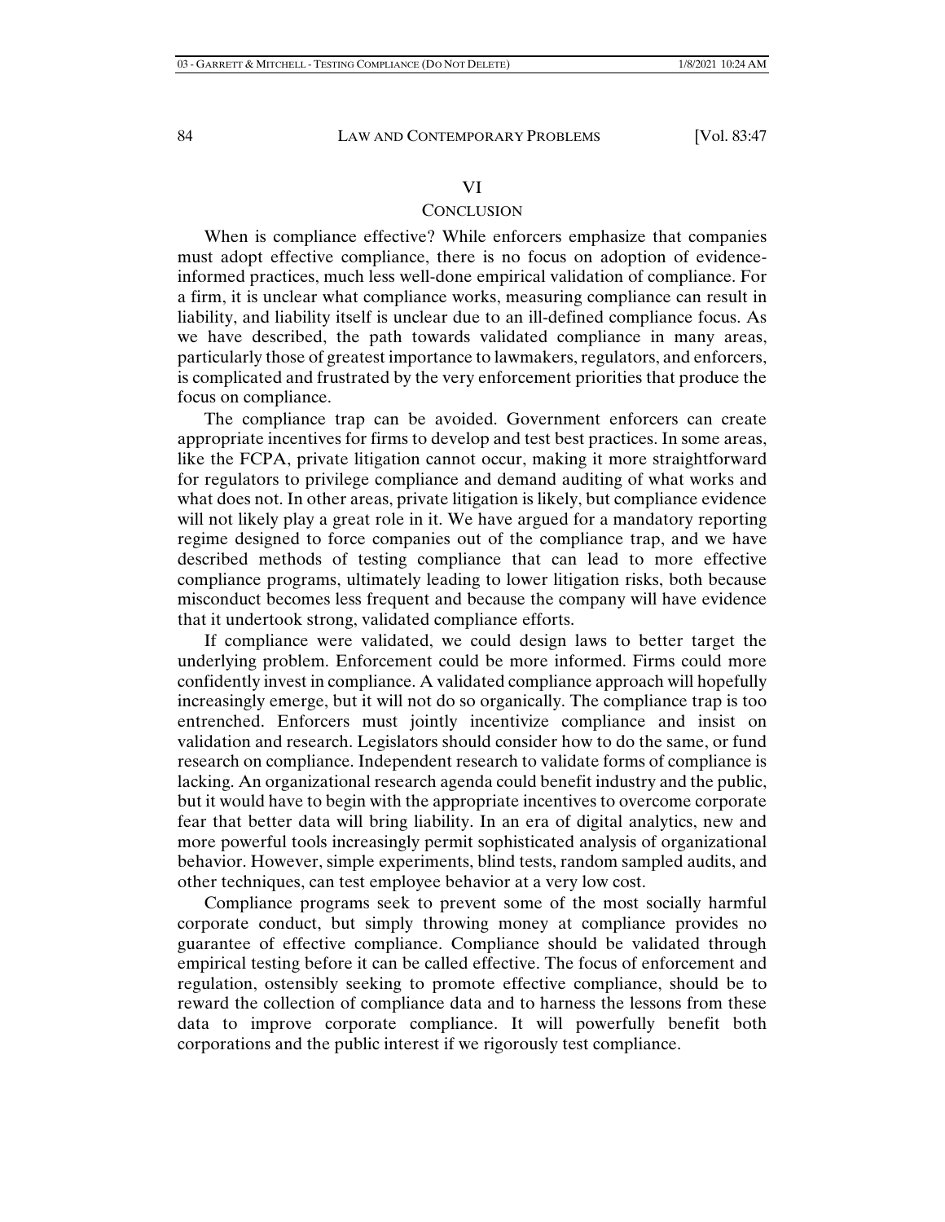## VI

## CONCLUSION

When is compliance effective? While enforcers emphasize that companies must adopt effective compliance, there is no focus on adoption of evidence-informed practices, much less well-done empirical validation of compliance. For a firm, it is unclear what compliance works, measuring compliance can result in liability, and liability itself is unclear due to an ill-defined compliance focus. As we have described, the path towards validated compliance in many areas, particularly those of greatest importance to lawmakers, regulators, and enforcers, is complicated and frustrated by the very enforcement priorities that produce the focus on compliance.

The compliance trap can be avoided. Government enforcers can create appropriate incentives for firms to develop and test best practices. In some areas, like the FCPA, private litigation cannot occur, making it more straightforward for regulators to privilege compliance and demand auditing of what works and what does not. In other areas, private litigation is likely, but compliance evidence will not likely play a great role in it. We have argued for a mandatory reporting regime designed to force companies out of the compliance trap, and we have described methods of testing compliance that can lead to more effective compliance programs, ultimately leading to lower litigation risks, both because misconduct becomes less frequent and because the company will have evidence that it undertook strong, validated compliance efforts.

If compliance were validated, we could design laws to better target the underlying problem. Enforcement could be more informed. Firms could more confidently invest in compliance. A validated compliance approach will hopefully increasingly emerge, but it will not do so organically. The compliance trap is too entrenched. Enforcers must jointly incentivize compliance and insist on validation and research. Legislators should consider how to do the same, or fund research on compliance. Independent research to validate forms of compliance is lacking. An organizational research agenda could benefit industry and the public, but it would have to begin with the appropriate incentives to overcome corporate fear that better data will bring liability. In an era of digital analytics, new and more powerful tools increasingly permit sophisticated analysis of organizational behavior. However, simple experiments, blind tests, random sampled audits, and other techniques, can test employee behavior at a very low cost.

Compliance programs seek to prevent some of the most socially harmful corporate conduct, but simply throwing money at compliance provides no guarantee of effective compliance. Compliance should be validated through empirical testing before it can be called effective. The focus of enforcement and regulation, ostensibly seeking to promote effective compliance, should be to reward the collection of compliance data and to harness the lessons from these data to improve corporate compliance. It will powerfully benefit both corporations and the public interest if we rigorously test compliance.